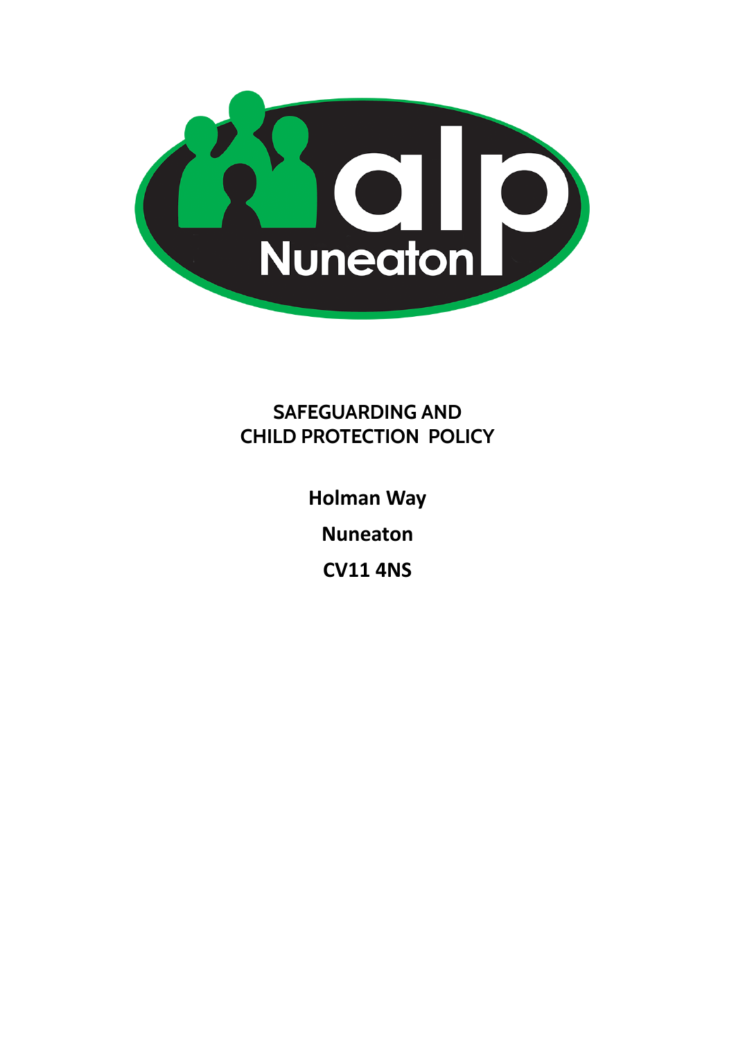alp Nuneaton

# SAFEGUARDING AND CHILD PROTECTION POLICY

**Holman Way**

**Nuneaton**

**CV11 4NS**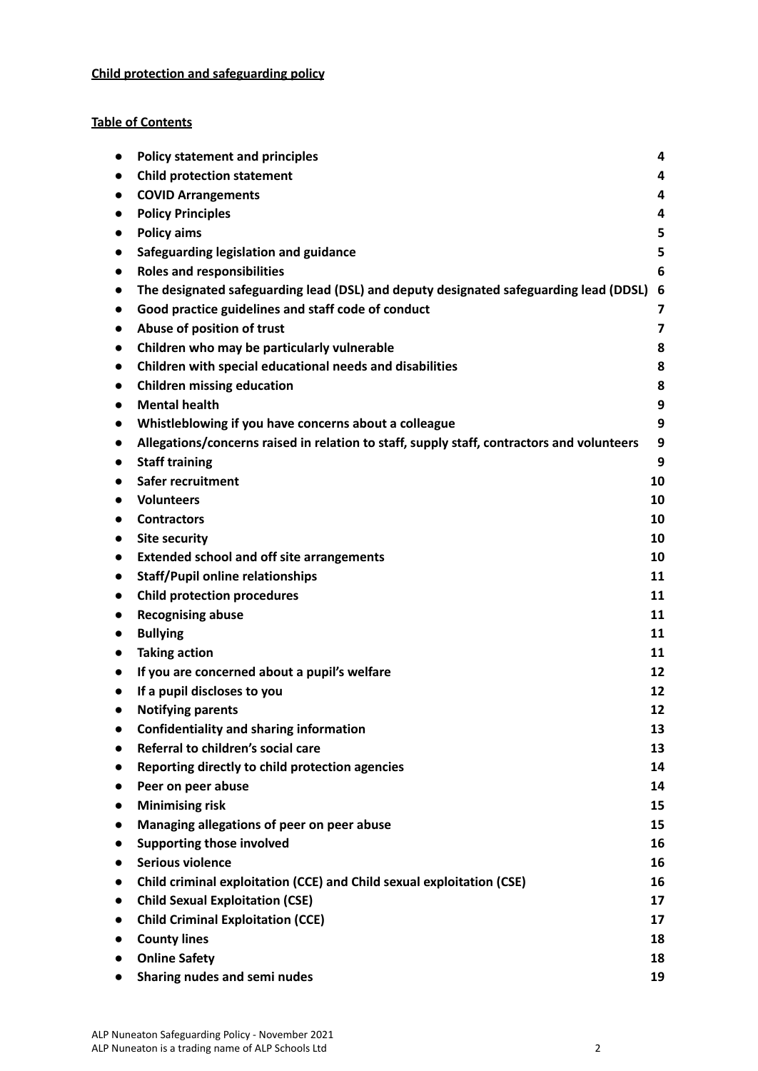**Child protection and safeguarding policy**

**Table of Contents**

- **Policy statement and principles** **4**
- **Child protection statement** **4**
- **COVID Arrangements** **4**
- **Policy Principles** **4**
- **Policy aims** **5**
- **Safeguarding legislation and guidance** **5**
- **Roles and responsibilities** **6**
- **The designated safeguarding lead (DSL) and deputy designated safeguarding lead (DDSL)** **6**
- **Good practice guidelines and staff code of conduct** **7**
- **Abuse of position of trust** **7**
- **Children who may be particularly vulnerable** **8**
- **Children with special educational needs and disabilities** **8**
- **Children missing education** **8**
- **Mental health** **9**
- **Whistleblowing if you have concerns about a colleague** **9**
- **Allegations/concerns raised in relation to staff, supply staff, contractors and volunteers** **9**
- **Staff training** **9**
- **Safer recruitment** **10**
- **Volunteers** **10**
- **Contractors** **10**
- **Site security** **10**
- **Extended school and off site arrangements** **10**
- **Staff/Pupil online relationships** **11**
- **Child protection procedures** **11**
- **Recognising abuse** **11**
- **Bullying** **11**
- **Taking action** **11**
- **If you are concerned about a pupil's welfare** **12**
- **If a pupil discloses to you** **12**
- **Notifying parents** **12**
- **Confidentiality and sharing information** **13**
- **Referral to children's social care** **13**
- **Reporting directly to child protection agencies** **14**
- **Peer on peer abuse** **14**
- **Minimising risk** **15**
- **Managing allegations of peer on peer abuse** **15**
- **Supporting those involved** **16**
- **Serious violence** **16**
- **Child criminal exploitation (CCE) and Child sexual exploitation (CSE)** **16**
- **Child Sexual Exploitation (CSE)** **17**
- **Child Criminal Exploitation (CCE)** **17**
- **County lines** **18**
- **Online Safety** **18**
- **Sharing nudes and semi nudes** **19**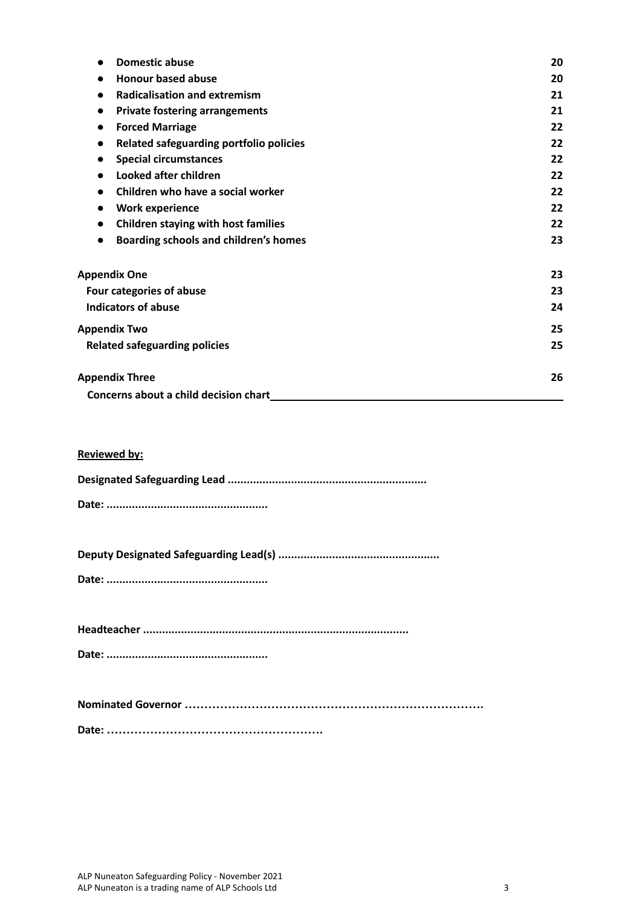- **Domestic abuse** 20
- **Honour based abuse** 20
- **Radicalisation and extremism** 21
- **Private fostering arrangements** 21
- **Forced Marriage** 22
- **Related safeguarding portfolio policies** 22
- **Special circumstances** 22
- **Looked after children** 22
- **Children who have a social worker** 22
- **Work experience** 22
- **Children staying with host families** 22
- **Boarding schools and children's homes** 23

**Appendix One** 23
**Four categories of abuse** 23
**Indicators of abuse** 24

**Appendix Two** 25
**Related safeguarding policies** 25

**Appendix Three** 26
**Concerns about a child decision chart**

**Reviewed by:**

**Designated Safeguarding Lead ..............................................................**

**Date: ..................................................**

**Deputy Designated Safeguarding Lead(s) ..................................................**

**Date: ..................................................**

**Headteacher ..................................................................................**

**Date: ..................................................**

**Nominated Governor …………………………………………………………………….**

**Date: ……………………………………………….**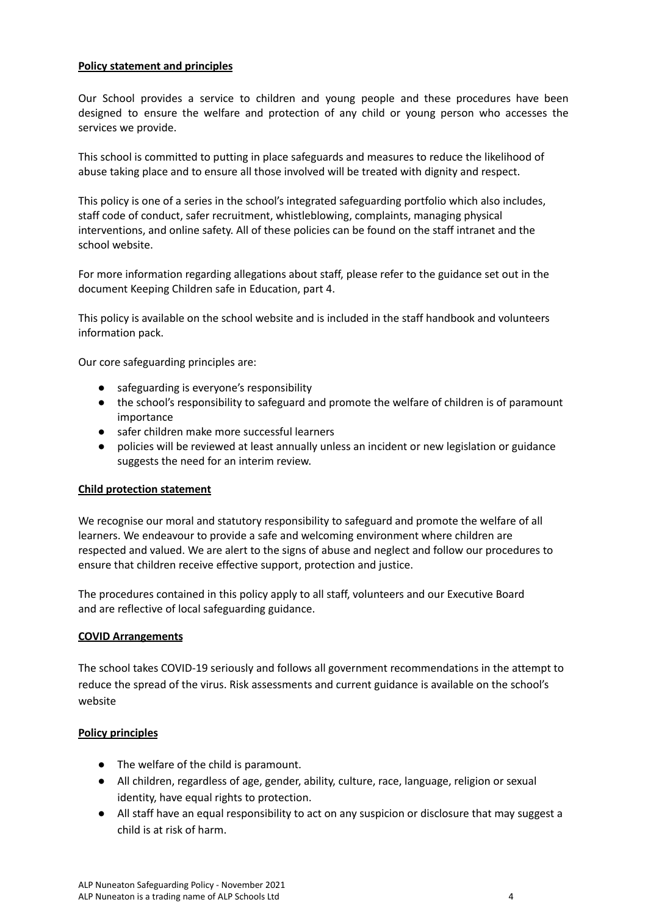**Policy statement and principles**

Our School provides a service to children and young people and these procedures have been designed to ensure the welfare and protection of any child or young person who accesses the services we provide.

This school is committed to putting in place safeguards and measures to reduce the likelihood of abuse taking place and to ensure all those involved will be treated with dignity and respect.

This policy is one of a series in the school's integrated safeguarding portfolio which also includes, staff code of conduct, safer recruitment, whistleblowing, complaints, managing physical interventions, and online safety. All of these policies can be found on the staff intranet and the school website.

For more information regarding allegations about staff, please refer to the guidance set out in the document Keeping Children safe in Education, part 4.

This policy is available on the school website and is included in the staff handbook and volunteers information pack.

Our core safeguarding principles are:

- safeguarding is everyone's responsibility
- the school's responsibility to safeguard and promote the welfare of children is of paramount importance
- safer children make more successful learners
- policies will be reviewed at least annually unless an incident or new legislation or guidance suggests the need for an interim review.

**Child protection statement**

We recognise our moral and statutory responsibility to safeguard and promote the welfare of all learners. We endeavour to provide a safe and welcoming environment where children are respected and valued. We are alert to the signs of abuse and neglect and follow our procedures to ensure that children receive effective support, protection and justice.

The procedures contained in this policy apply to all staff, volunteers and our Executive Board and are reflective of local safeguarding guidance.

**COVID Arrangements**

The school takes COVID-19 seriously and follows all government recommendations in the attempt to reduce the spread of the virus. Risk assessments and current guidance is available on the school's website

**Policy principles**

- The welfare of the child is paramount.
- All children, regardless of age, gender, ability, culture, race, language, religion or sexual identity, have equal rights to protection.
- All staff have an equal responsibility to act on any suspicion or disclosure that may suggest a child is at risk of harm.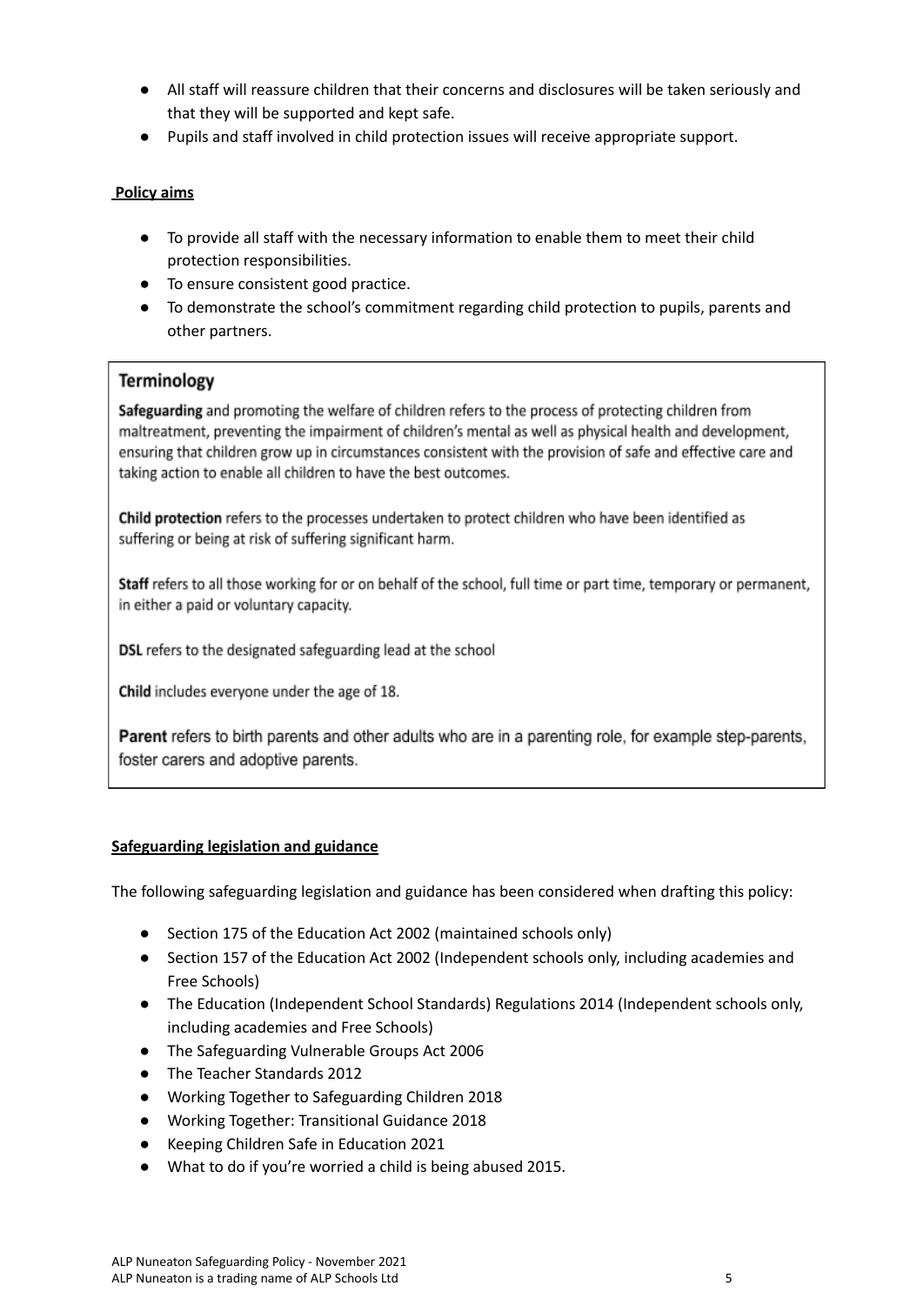- All staff will reassure children that their concerns and disclosures will be taken seriously and that they will be supported and kept safe.
- Pupils and staff involved in child protection issues will receive appropriate support.

**Policy aims**

- To provide all staff with the necessary information to enable them to meet their child protection responsibilities.
- To ensure consistent good practice.
- To demonstrate the school's commitment regarding child protection to pupils, parents and other partners.

## Terminology

**Safeguarding** and promoting the welfare of children refers to the process of protecting children from maltreatment, preventing the impairment of children's mental as well as physical health and development, ensuring that children grow up in circumstances consistent with the provision of safe and effective care and taking action to enable all children to have the best outcomes.

**Child protection** refers to the processes undertaken to protect children who have been identified as suffering or being at risk of suffering significant harm.

**Staff** refers to all those working for or on behalf of the school, full time or part time, temporary or permanent, in either a paid or voluntary capacity.

**DSL** refers to the designated safeguarding lead at the school

**Child** includes everyone under the age of 18.

**Parent** refers to birth parents and other adults who are in a parenting role, for example step-parents, foster carers and adoptive parents.

**Safeguarding legislation and guidance**

The following safeguarding legislation and guidance has been considered when drafting this policy:

- Section 175 of the Education Act 2002 (maintained schools only)
- Section 157 of the Education Act 2002 (Independent schools only, including academies and Free Schools)
- The Education (Independent School Standards) Regulations 2014 (Independent schools only, including academies and Free Schools)
- The Safeguarding Vulnerable Groups Act 2006
- The Teacher Standards 2012
- Working Together to Safeguarding Children 2018
- Working Together: Transitional Guidance 2018
- Keeping Children Safe in Education 2021
- What to do if you're worried a child is being abused 2015.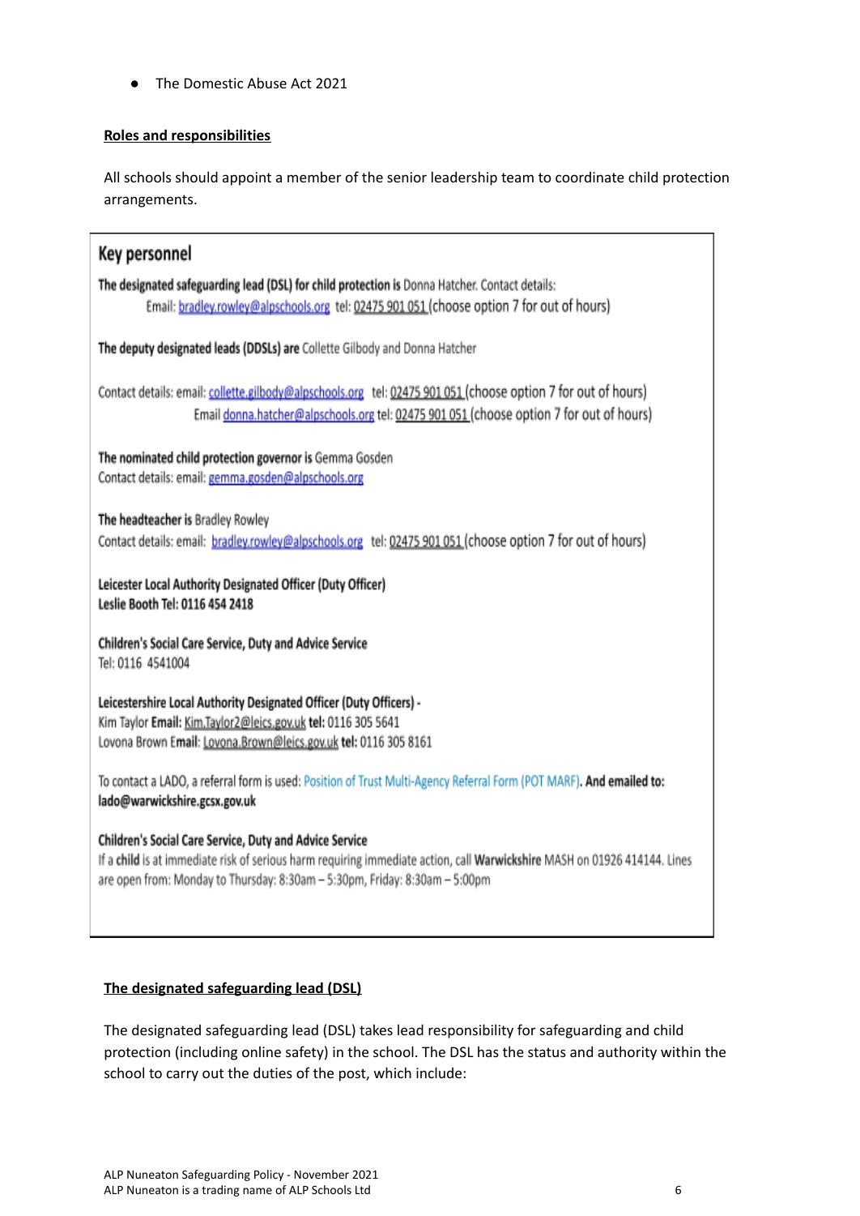- The Domestic Abuse Act 2021

**Roles and responsibilities**

All schools should appoint a member of the senior leadership team to coordinate child protection arrangements.

## Key personnel

**The designated safeguarding lead (DSL) for child protection is** Donna Hatcher. Contact details:
Email: bradley.rowley@alpschools.org tel: 02475 901 051 (choose option 7 for out of hours)

**The deputy designated leads (DDSLs) are** Collette Gilbody and Donna Hatcher

Contact details: email: collette.gilbody@alpschools.org tel: 02475 901 051 (choose option 7 for out of hours)
Email donna.hatcher@alpschools.org tel: 02475 901 051 (choose option 7 for out of hours)

**The nominated child protection governor is** Gemma Gosden
Contact details: email: gemma.gosden@alpschools.org

**The headteacher is** Bradley Rowley
Contact details: email: bradley.rowley@alpschools.org tel: 02475 901 051 (choose option 7 for out of hours)

**Leicester Local Authority Designated Officer (Duty Officer)**
**Leslie Booth Tel: 0116 454 2418**

**Children's Social Care Service, Duty and Advice Service**
Tel: 0116 4541004

**Leicestershire Local Authority Designated Officer (Duty Officers) -**
Kim Taylor **Email:** Kim.Taylor2@leics.gov.uk **tel:** 0116 305 5641
Lovona Brown **Email:** Lovona.Brown@leics.gov.uk **tel:** 0116 305 8161

To contact a LADO, a referral form is used: Position of Trust Multi-Agency Referral Form (POT MARF). **And emailed to: lado@warwickshire.gcsx.gov.uk**

**Children's Social Care Service, Duty and Advice Service**
If a **child** is at immediate risk of serious harm requiring immediate action, call **Warwickshire** MASH on 01926 414144. Lines are open from: Monday to Thursday: 8:30am – 5:30pm, Friday: 8:30am – 5:00pm

**The designated safeguarding lead (DSL)**

The designated safeguarding lead (DSL) takes lead responsibility for safeguarding and child protection (including online safety) in the school. The DSL has the status and authority within the school to carry out the duties of the post, which include: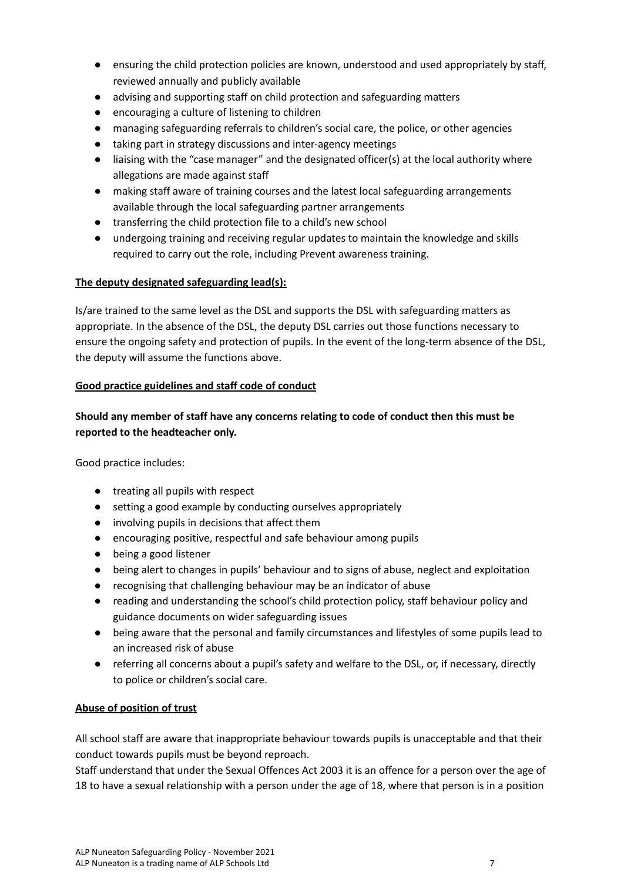- ensuring the child protection policies are known, understood and used appropriately by staff, reviewed annually and publicly available
- advising and supporting staff on child protection and safeguarding matters
- encouraging a culture of listening to children
- managing safeguarding referrals to children's social care, the police, or other agencies
- taking part in strategy discussions and inter-agency meetings
- liaising with the "case manager" and the designated officer(s) at the local authority where allegations are made against staff
- making staff aware of training courses and the latest local safeguarding arrangements available through the local safeguarding partner arrangements
- transferring the child protection file to a child's new school
- undergoing training and receiving regular updates to maintain the knowledge and skills required to carry out the role, including Prevent awareness training.

**<u>The deputy designated safeguarding lead(s):</u>**

Is/are trained to the same level as the DSL and supports the DSL with safeguarding matters as appropriate. In the absence of the DSL, the deputy DSL carries out those functions necessary to ensure the ongoing safety and protection of pupils. In the event of the long-term absence of the DSL, the deputy will assume the functions above.

**<u>Good practice guidelines and staff code of conduct</u>**

**Should any member of staff have any concerns relating to code of conduct then this must be reported to the headteacher only.**

Good practice includes:

- treating all pupils with respect
- setting a good example by conducting ourselves appropriately
- involving pupils in decisions that affect them
- encouraging positive, respectful and safe behaviour among pupils
- being a good listener
- being alert to changes in pupils' behaviour and to signs of abuse, neglect and exploitation
- recognising that challenging behaviour may be an indicator of abuse
- reading and understanding the school's child protection policy, staff behaviour policy and guidance documents on wider safeguarding issues
- being aware that the personal and family circumstances and lifestyles of some pupils lead to an increased risk of abuse
- referring all concerns about a pupil's safety and welfare to the DSL, or, if necessary, directly to police or children's social care.

**<u>Abuse of position of trust</u>**

All school staff are aware that inappropriate behaviour towards pupils is unacceptable and that their conduct towards pupils must be beyond reproach.

Staff understand that under the Sexual Offences Act 2003 it is an offence for a person over the age of 18 to have a sexual relationship with a person under the age of 18, where that person is in a position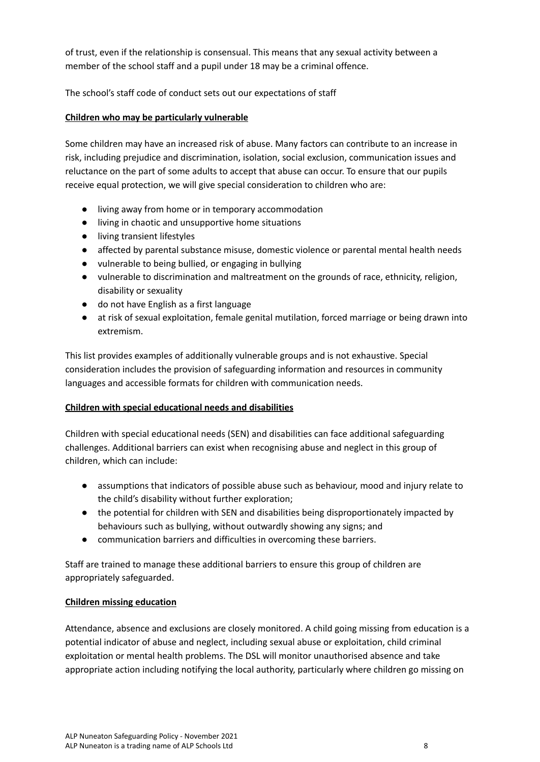of trust, even if the relationship is consensual. This means that any sexual activity between a member of the school staff and a pupil under 18 may be a criminal offence.

The school's staff code of conduct sets out our expectations of staff

**Children who may be particularly vulnerable**

Some children may have an increased risk of abuse. Many factors can contribute to an increase in risk, including prejudice and discrimination, isolation, social exclusion, communication issues and reluctance on the part of some adults to accept that abuse can occur. To ensure that our pupils receive equal protection, we will give special consideration to children who are:

- living away from home or in temporary accommodation
- living in chaotic and unsupportive home situations
- living transient lifestyles
- affected by parental substance misuse, domestic violence or parental mental health needs
- vulnerable to being bullied, or engaging in bullying
- vulnerable to discrimination and maltreatment on the grounds of race, ethnicity, religion, disability or sexuality
- do not have English as a first language
- at risk of sexual exploitation, female genital mutilation, forced marriage or being drawn into extremism.

This list provides examples of additionally vulnerable groups and is not exhaustive. Special consideration includes the provision of safeguarding information and resources in community languages and accessible formats for children with communication needs.

**Children with special educational needs and disabilities**

Children with special educational needs (SEN) and disabilities can face additional safeguarding challenges. Additional barriers can exist when recognising abuse and neglect in this group of children, which can include:

- assumptions that indicators of possible abuse such as behaviour, mood and injury relate to the child's disability without further exploration;
- the potential for children with SEN and disabilities being disproportionately impacted by behaviours such as bullying, without outwardly showing any signs; and
- communication barriers and difficulties in overcoming these barriers.

Staff are trained to manage these additional barriers to ensure this group of children are appropriately safeguarded.

**Children missing education**

Attendance, absence and exclusions are closely monitored. A child going missing from education is a potential indicator of abuse and neglect, including sexual abuse or exploitation, child criminal exploitation or mental health problems. The DSL will monitor unauthorised absence and take appropriate action including notifying the local authority, particularly where children go missing on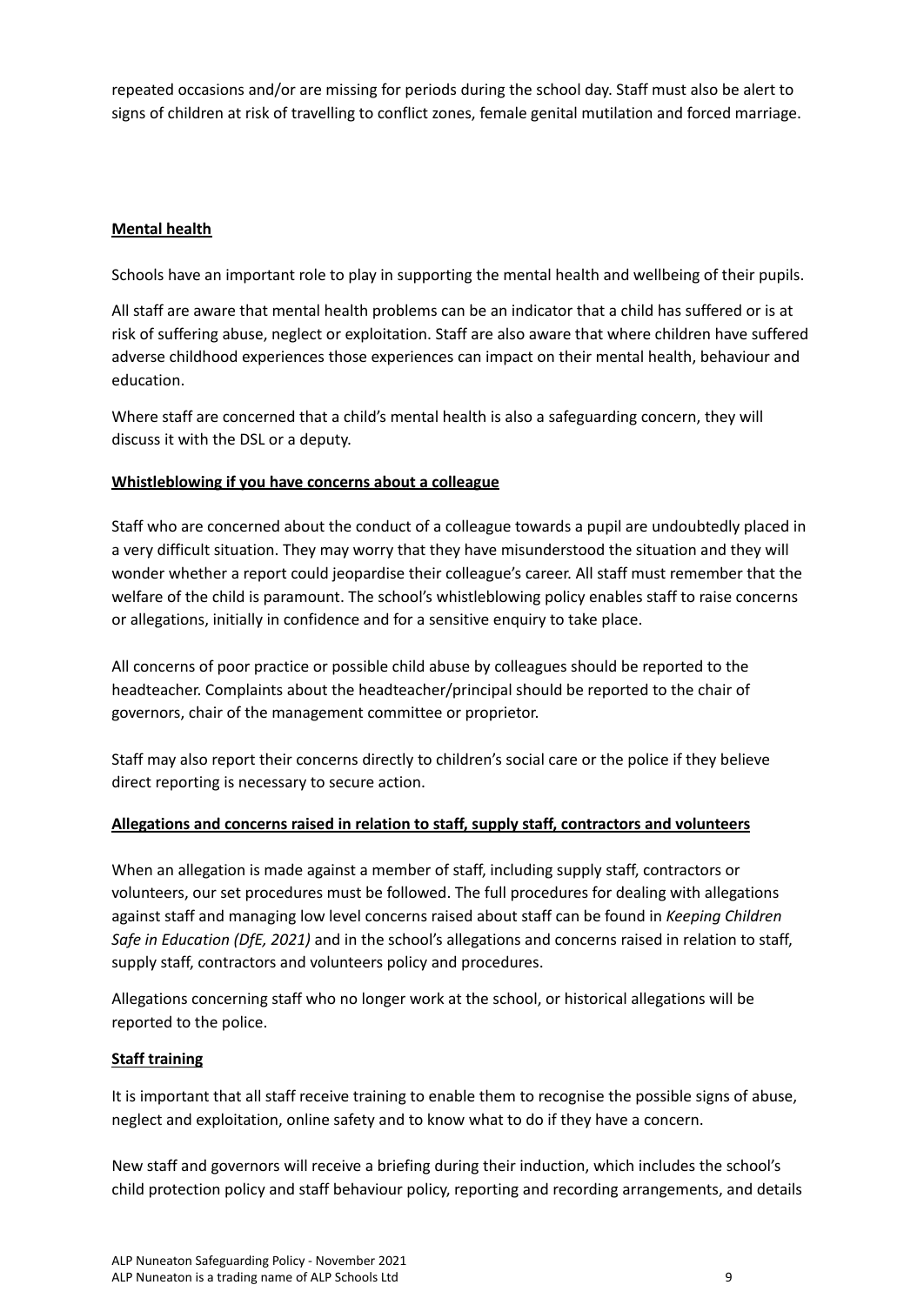repeated occasions and/or are missing for periods during the school day. Staff must also be alert to signs of children at risk of travelling to conflict zones, female genital mutilation and forced marriage.

**Mental health**

Schools have an important role to play in supporting the mental health and wellbeing of their pupils.

All staff are aware that mental health problems can be an indicator that a child has suffered or is at risk of suffering abuse, neglect or exploitation. Staff are also aware that where children have suffered adverse childhood experiences those experiences can impact on their mental health, behaviour and education.

Where staff are concerned that a child's mental health is also a safeguarding concern, they will discuss it with the DSL or a deputy.

**Whistleblowing if you have concerns about a colleague**

Staff who are concerned about the conduct of a colleague towards a pupil are undoubtedly placed in a very difficult situation. They may worry that they have misunderstood the situation and they will wonder whether a report could jeopardise their colleague's career. All staff must remember that the welfare of the child is paramount. The school's whistleblowing policy enables staff to raise concerns or allegations, initially in confidence and for a sensitive enquiry to take place.

All concerns of poor practice or possible child abuse by colleagues should be reported to the headteacher. Complaints about the headteacher/principal should be reported to the chair of governors, chair of the management committee or proprietor.

Staff may also report their concerns directly to children's social care or the police if they believe direct reporting is necessary to secure action.

**Allegations and concerns raised in relation to staff, supply staff, contractors and volunteers**

When an allegation is made against a member of staff, including supply staff, contractors or volunteers, our set procedures must be followed. The full procedures for dealing with allegations against staff and managing low level concerns raised about staff can be found in *Keeping Children Safe in Education (DfE, 2021)* and in the school's allegations and concerns raised in relation to staff, supply staff, contractors and volunteers policy and procedures.

Allegations concerning staff who no longer work at the school, or historical allegations will be reported to the police.

**Staff training**

It is important that all staff receive training to enable them to recognise the possible signs of abuse, neglect and exploitation, online safety and to know what to do if they have a concern.

New staff and governors will receive a briefing during their induction, which includes the school's child protection policy and staff behaviour policy, reporting and recording arrangements, and details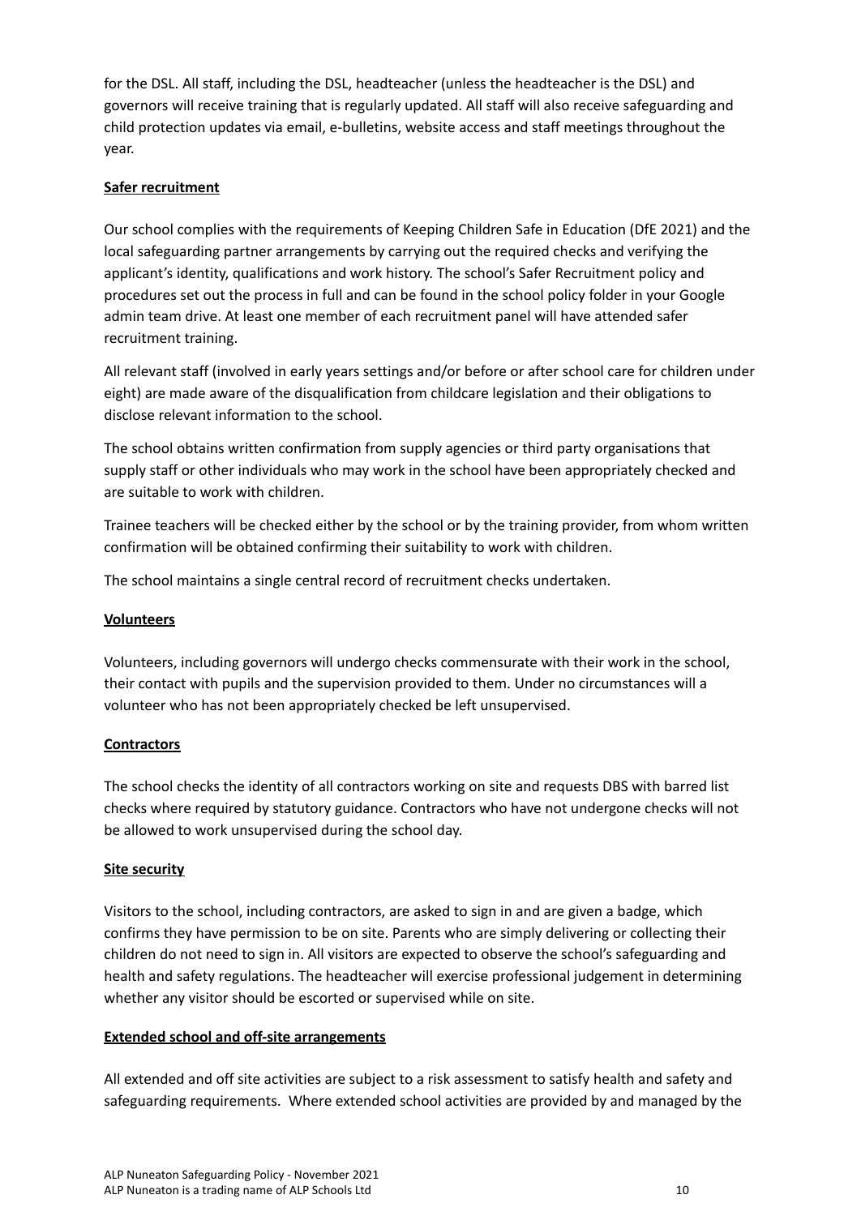for the DSL. All staff, including the DSL, headteacher (unless the headteacher is the DSL) and governors will receive training that is regularly updated. All staff will also receive safeguarding and child protection updates via email, e-bulletins, website access and staff meetings throughout the year.

**Safer recruitment**

Our school complies with the requirements of Keeping Children Safe in Education (DfE 2021) and the local safeguarding partner arrangements by carrying out the required checks and verifying the applicant's identity, qualifications and work history. The school's Safer Recruitment policy and procedures set out the process in full and can be found in the school policy folder in your Google admin team drive. At least one member of each recruitment panel will have attended safer recruitment training.

All relevant staff (involved in early years settings and/or before or after school care for children under eight) are made aware of the disqualification from childcare legislation and their obligations to disclose relevant information to the school.

The school obtains written confirmation from supply agencies or third party organisations that supply staff or other individuals who may work in the school have been appropriately checked and are suitable to work with children.

Trainee teachers will be checked either by the school or by the training provider, from whom written confirmation will be obtained confirming their suitability to work with children.

The school maintains a single central record of recruitment checks undertaken.

**Volunteers**

Volunteers, including governors will undergo checks commensurate with their work in the school, their contact with pupils and the supervision provided to them. Under no circumstances will a volunteer who has not been appropriately checked be left unsupervised.

**Contractors**

The school checks the identity of all contractors working on site and requests DBS with barred list checks where required by statutory guidance. Contractors who have not undergone checks will not be allowed to work unsupervised during the school day.

**Site security**

Visitors to the school, including contractors, are asked to sign in and are given a badge, which confirms they have permission to be on site. Parents who are simply delivering or collecting their children do not need to sign in. All visitors are expected to observe the school's safeguarding and health and safety regulations. The headteacher will exercise professional judgement in determining whether any visitor should be escorted or supervised while on site.

**Extended school and off-site arrangements**

All extended and off site activities are subject to a risk assessment to satisfy health and safety and safeguarding requirements. Where extended school activities are provided by and managed by the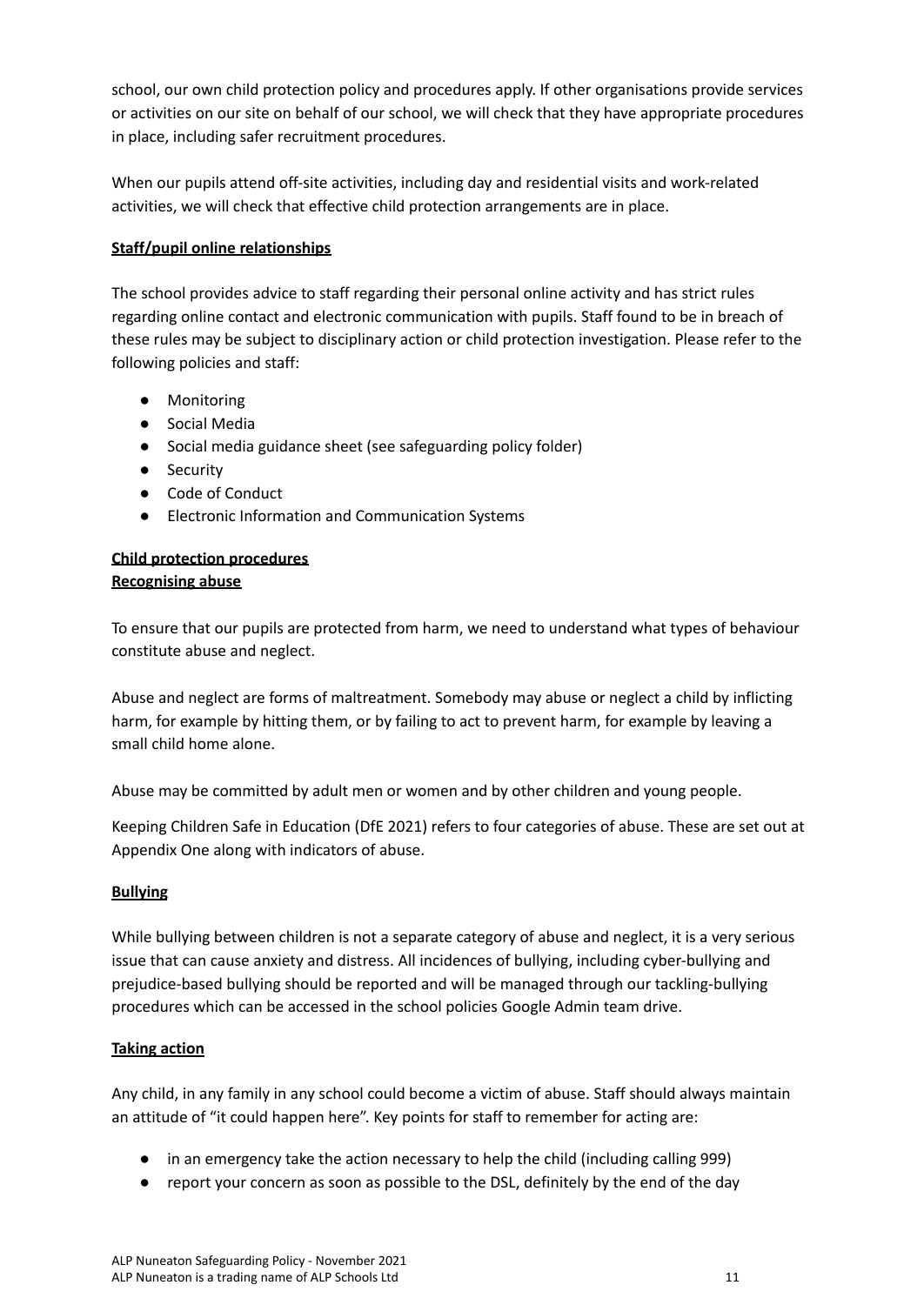school, our own child protection policy and procedures apply. If other organisations provide services or activities on our site on behalf of our school, we will check that they have appropriate procedures in place, including safer recruitment procedures.

When our pupils attend off-site activities, including day and residential visits and work-related activities, we will check that effective child protection arrangements are in place.

**Staff/pupil online relationships**

The school provides advice to staff regarding their personal online activity and has strict rules regarding online contact and electronic communication with pupils. Staff found to be in breach of these rules may be subject to disciplinary action or child protection investigation. Please refer to the following policies and staff:

- Monitoring
- Social Media
- Social media guidance sheet (see safeguarding policy folder)
- Security
- Code of Conduct
- Electronic Information and Communication Systems

**Child protection procedures**

**Recognising abuse**

To ensure that our pupils are protected from harm, we need to understand what types of behaviour constitute abuse and neglect.

Abuse and neglect are forms of maltreatment. Somebody may abuse or neglect a child by inflicting harm, for example by hitting them, or by failing to act to prevent harm, for example by leaving a small child home alone.

Abuse may be committed by adult men or women and by other children and young people.

Keeping Children Safe in Education (DfE 2021) refers to four categories of abuse. These are set out at Appendix One along with indicators of abuse.

**Bullying**

While bullying between children is not a separate category of abuse and neglect, it is a very serious issue that can cause anxiety and distress. All incidences of bullying, including cyber-bullying and prejudice-based bullying should be reported and will be managed through our tackling-bullying procedures which can be accessed in the school policies Google Admin team drive.

**Taking action**

Any child, in any family in any school could become a victim of abuse. Staff should always maintain an attitude of "it could happen here". Key points for staff to remember for acting are:

- in an emergency take the action necessary to help the child (including calling 999)
- report your concern as soon as possible to the DSL, definitely by the end of the day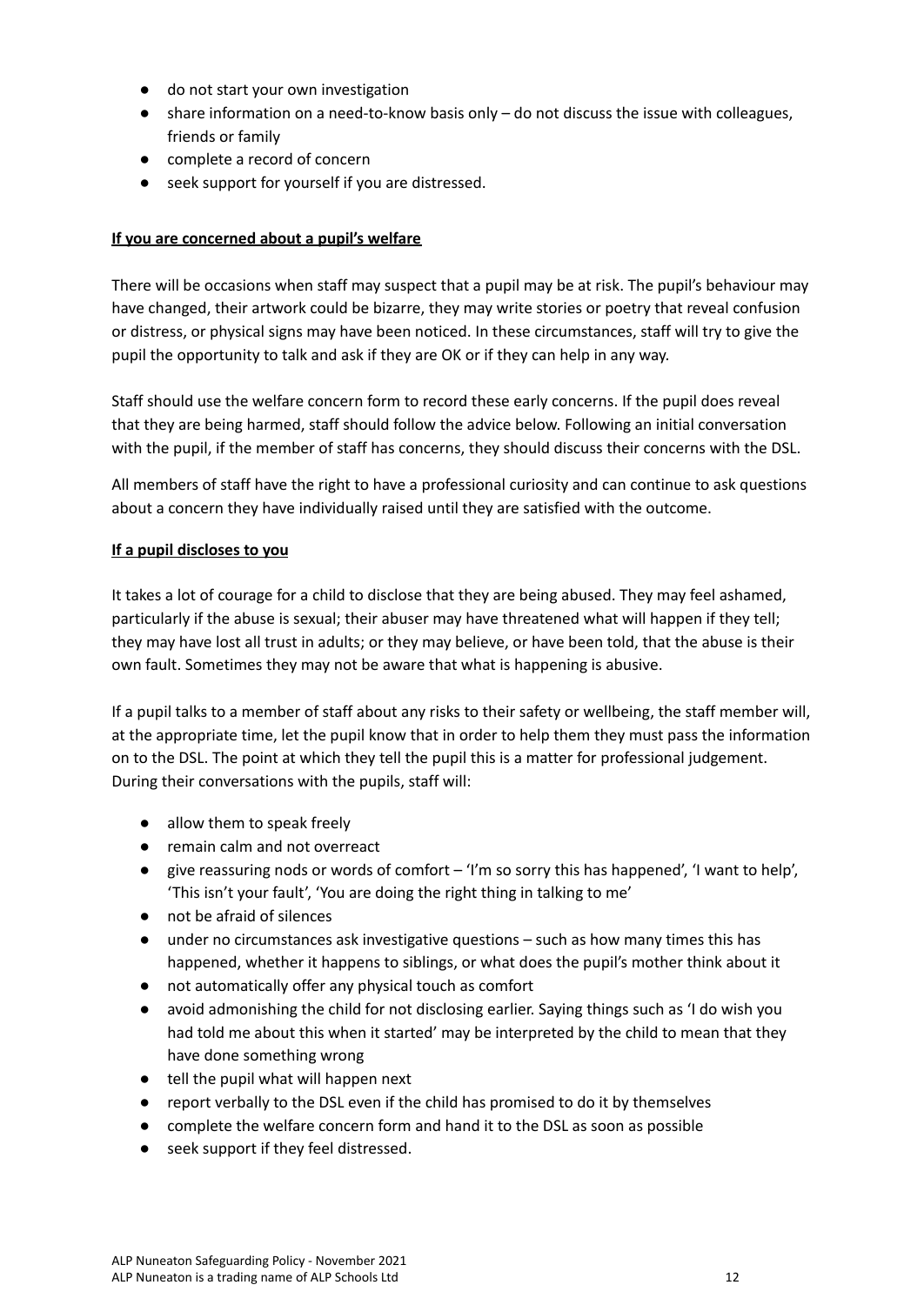- do not start your own investigation
- share information on a need-to-know basis only – do not discuss the issue with colleagues, friends or family
- complete a record of concern
- seek support for yourself if you are distressed.

**If you are concerned about a pupil's welfare**

There will be occasions when staff may suspect that a pupil may be at risk. The pupil's behaviour may have changed, their artwork could be bizarre, they may write stories or poetry that reveal confusion or distress, or physical signs may have been noticed. In these circumstances, staff will try to give the pupil the opportunity to talk and ask if they are OK or if they can help in any way.

Staff should use the welfare concern form to record these early concerns. If the pupil does reveal that they are being harmed, staff should follow the advice below. Following an initial conversation with the pupil, if the member of staff has concerns, they should discuss their concerns with the DSL.

All members of staff have the right to have a professional curiosity and can continue to ask questions about a concern they have individually raised until they are satisfied with the outcome.

**If a pupil discloses to you**

It takes a lot of courage for a child to disclose that they are being abused. They may feel ashamed, particularly if the abuse is sexual; their abuser may have threatened what will happen if they tell; they may have lost all trust in adults; or they may believe, or have been told, that the abuse is their own fault. Sometimes they may not be aware that what is happening is abusive.

If a pupil talks to a member of staff about any risks to their safety or wellbeing, the staff member will, at the appropriate time, let the pupil know that in order to help them they must pass the information on to the DSL. The point at which they tell the pupil this is a matter for professional judgement. During their conversations with the pupils, staff will:

- allow them to speak freely
- remain calm and not overreact
- give reassuring nods or words of comfort – 'I'm so sorry this has happened', 'I want to help', 'This isn't your fault', 'You are doing the right thing in talking to me'
- not be afraid of silences
- under no circumstances ask investigative questions – such as how many times this has happened, whether it happens to siblings, or what does the pupil's mother think about it
- not automatically offer any physical touch as comfort
- avoid admonishing the child for not disclosing earlier. Saying things such as 'I do wish you had told me about this when it started' may be interpreted by the child to mean that they have done something wrong
- tell the pupil what will happen next
- report verbally to the DSL even if the child has promised to do it by themselves
- complete the welfare concern form and hand it to the DSL as soon as possible
- seek support if they feel distressed.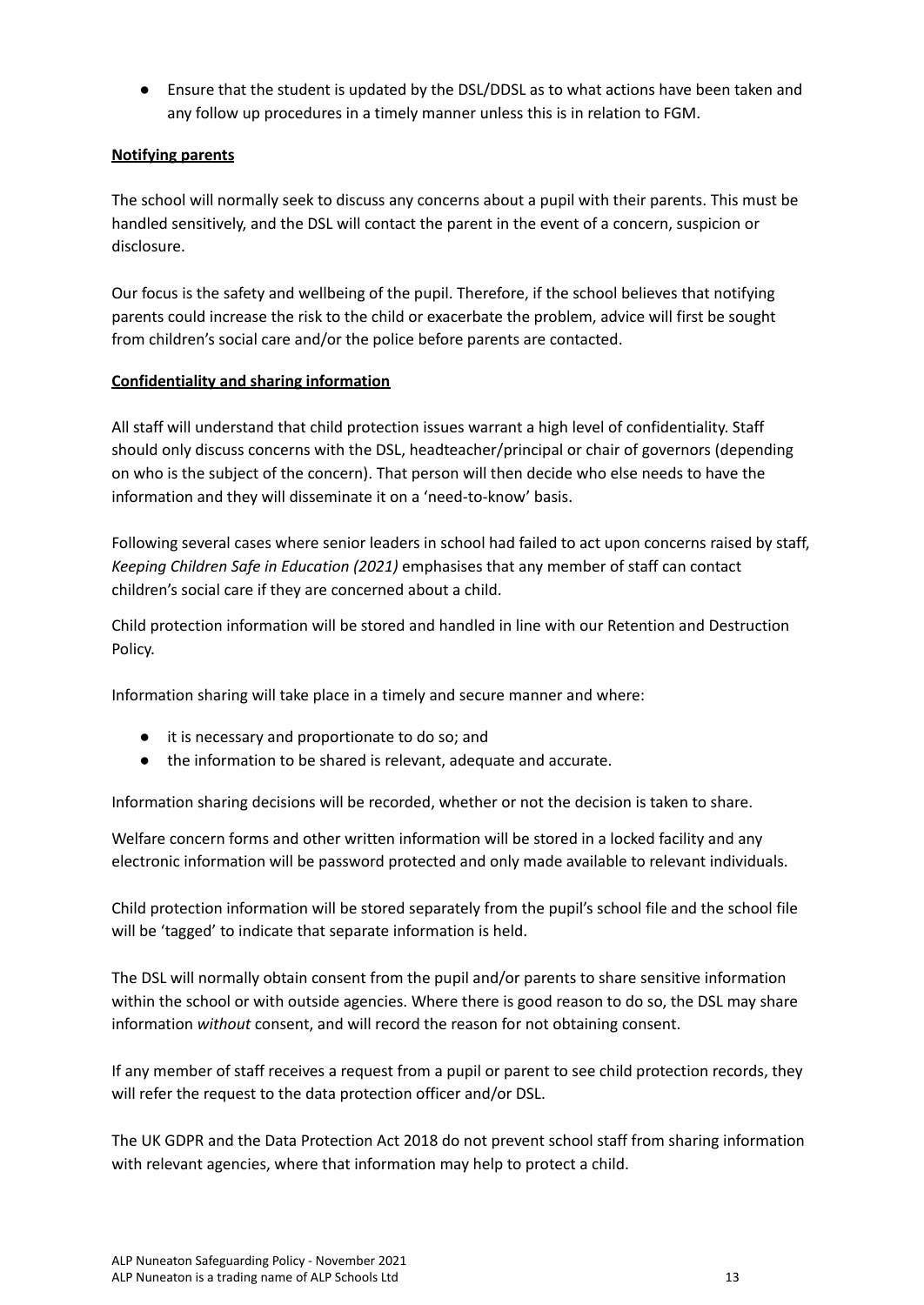- Ensure that the student is updated by the DSL/DDSL as to what actions have been taken and any follow up procedures in a timely manner unless this is in relation to FGM.

**Notifying parents**

The school will normally seek to discuss any concerns about a pupil with their parents. This must be handled sensitively, and the DSL will contact the parent in the event of a concern, suspicion or disclosure.

Our focus is the safety and wellbeing of the pupil. Therefore, if the school believes that notifying parents could increase the risk to the child or exacerbate the problem, advice will first be sought from children's social care and/or the police before parents are contacted.

**Confidentiality and sharing information**

All staff will understand that child protection issues warrant a high level of confidentiality. Staff should only discuss concerns with the DSL, headteacher/principal or chair of governors (depending on who is the subject of the concern). That person will then decide who else needs to have the information and they will disseminate it on a 'need-to-know' basis.

Following several cases where senior leaders in school had failed to act upon concerns raised by staff, *Keeping Children Safe in Education (2021)* emphasises that any member of staff can contact children's social care if they are concerned about a child.

Child protection information will be stored and handled in line with our Retention and Destruction Policy.

Information sharing will take place in a timely and secure manner and where:

- it is necessary and proportionate to do so; and
- the information to be shared is relevant, adequate and accurate.

Information sharing decisions will be recorded, whether or not the decision is taken to share.

Welfare concern forms and other written information will be stored in a locked facility and any electronic information will be password protected and only made available to relevant individuals.

Child protection information will be stored separately from the pupil's school file and the school file will be 'tagged' to indicate that separate information is held.

The DSL will normally obtain consent from the pupil and/or parents to share sensitive information within the school or with outside agencies. Where there is good reason to do so, the DSL may share information *without* consent, and will record the reason for not obtaining consent.

If any member of staff receives a request from a pupil or parent to see child protection records, they will refer the request to the data protection officer and/or DSL.

The UK GDPR and the Data Protection Act 2018 do not prevent school staff from sharing information with relevant agencies, where that information may help to protect a child.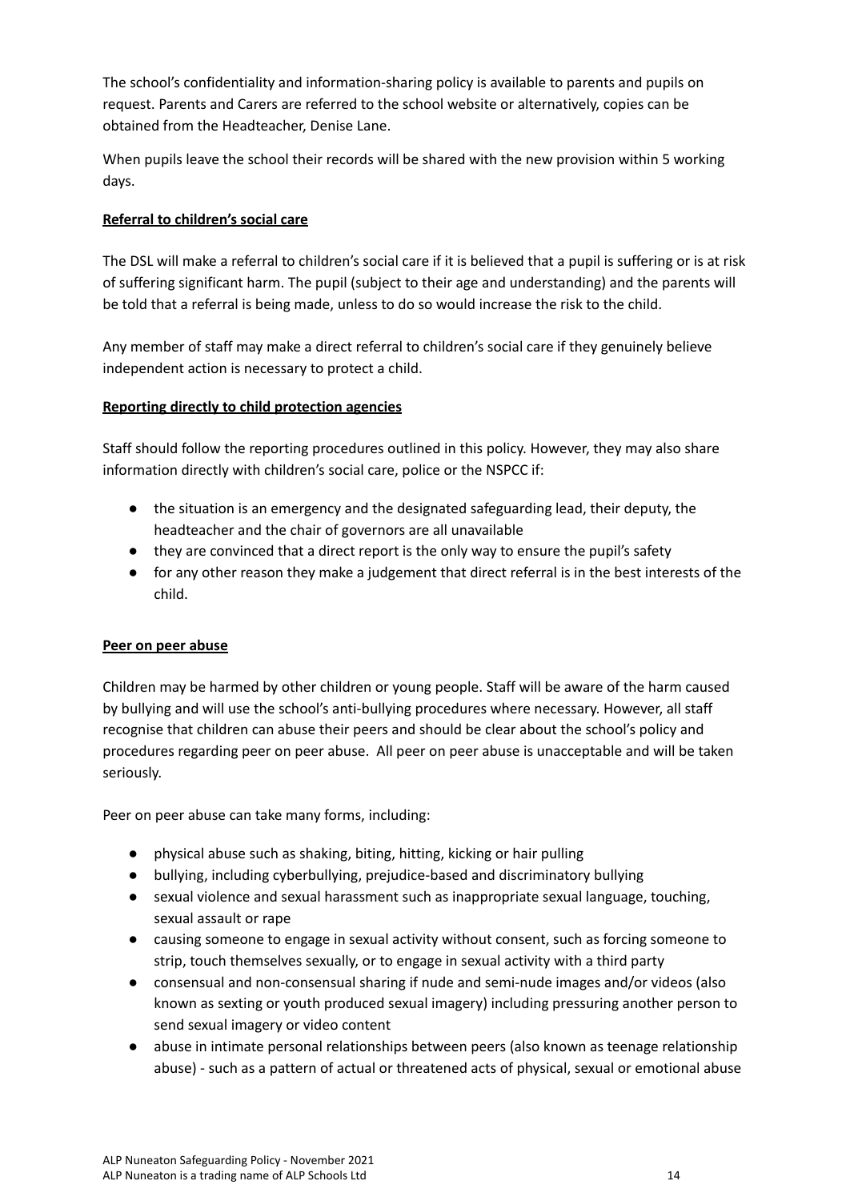The school's confidentiality and information-sharing policy is available to parents and pupils on request. Parents and Carers are referred to the school website or alternatively, copies can be obtained from the Headteacher, Denise Lane.

When pupils leave the school their records will be shared with the new provision within 5 working days.

**Referral to children's social care**

The DSL will make a referral to children's social care if it is believed that a pupil is suffering or is at risk of suffering significant harm. The pupil (subject to their age and understanding) and the parents will be told that a referral is being made, unless to do so would increase the risk to the child.

Any member of staff may make a direct referral to children's social care if they genuinely believe independent action is necessary to protect a child.

**Reporting directly to child protection agencies**

Staff should follow the reporting procedures outlined in this policy. However, they may also share information directly with children's social care, police or the NSPCC if:

- the situation is an emergency and the designated safeguarding lead, their deputy, the headteacher and the chair of governors are all unavailable
- they are convinced that a direct report is the only way to ensure the pupil's safety
- for any other reason they make a judgement that direct referral is in the best interests of the child.

**Peer on peer abuse**

Children may be harmed by other children or young people. Staff will be aware of the harm caused by bullying and will use the school's anti-bullying procedures where necessary. However, all staff recognise that children can abuse their peers and should be clear about the school's policy and procedures regarding peer on peer abuse. All peer on peer abuse is unacceptable and will be taken seriously.

Peer on peer abuse can take many forms, including:

- physical abuse such as shaking, biting, hitting, kicking or hair pulling
- bullying, including cyberbullying, prejudice-based and discriminatory bullying
- sexual violence and sexual harassment such as inappropriate sexual language, touching, sexual assault or rape
- causing someone to engage in sexual activity without consent, such as forcing someone to strip, touch themselves sexually, or to engage in sexual activity with a third party
- consensual and non-consensual sharing if nude and semi-nude images and/or videos (also known as sexting or youth produced sexual imagery) including pressuring another person to send sexual imagery or video content
- abuse in intimate personal relationships between peers (also known as teenage relationship abuse) - such as a pattern of actual or threatened acts of physical, sexual or emotional abuse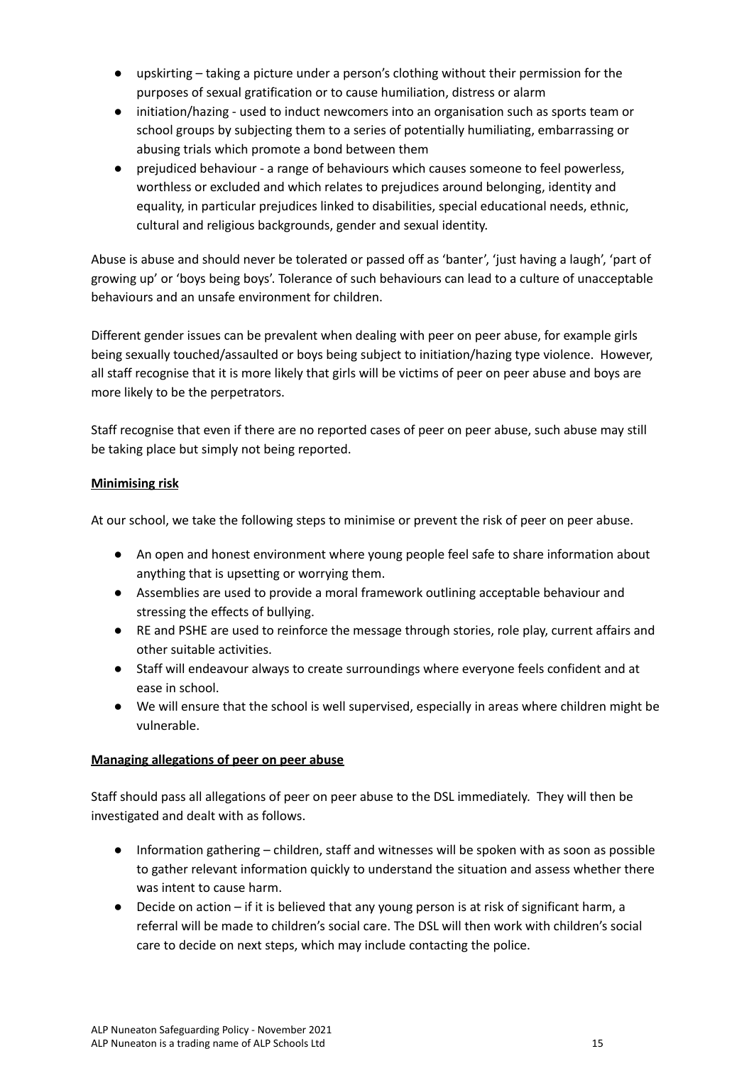- upskirting – taking a picture under a person's clothing without their permission for the purposes of sexual gratification or to cause humiliation, distress or alarm
- initiation/hazing - used to induct newcomers into an organisation such as sports team or school groups by subjecting them to a series of potentially humiliating, embarrassing or abusing trials which promote a bond between them
- prejudiced behaviour - a range of behaviours which causes someone to feel powerless, worthless or excluded and which relates to prejudices around belonging, identity and equality, in particular prejudices linked to disabilities, special educational needs, ethnic, cultural and religious backgrounds, gender and sexual identity.

Abuse is abuse and should never be tolerated or passed off as 'banter', 'just having a laugh', 'part of growing up' or 'boys being boys'. Tolerance of such behaviours can lead to a culture of unacceptable behaviours and an unsafe environment for children.

Different gender issues can be prevalent when dealing with peer on peer abuse, for example girls being sexually touched/assaulted or boys being subject to initiation/hazing type violence. However, all staff recognise that it is more likely that girls will be victims of peer on peer abuse and boys are more likely to be the perpetrators.

Staff recognise that even if there are no reported cases of peer on peer abuse, such abuse may still be taking place but simply not being reported.

**Minimising risk**

At our school, we take the following steps to minimise or prevent the risk of peer on peer abuse.

- An open and honest environment where young people feel safe to share information about anything that is upsetting or worrying them.
- Assemblies are used to provide a moral framework outlining acceptable behaviour and stressing the effects of bullying.
- RE and PSHE are used to reinforce the message through stories, role play, current affairs and other suitable activities.
- Staff will endeavour always to create surroundings where everyone feels confident and at ease in school.
- We will ensure that the school is well supervised, especially in areas where children might be vulnerable.

**Managing allegations of peer on peer abuse**

Staff should pass all allegations of peer on peer abuse to the DSL immediately. They will then be investigated and dealt with as follows.

- Information gathering – children, staff and witnesses will be spoken with as soon as possible to gather relevant information quickly to understand the situation and assess whether there was intent to cause harm.
- Decide on action – if it is believed that any young person is at risk of significant harm, a referral will be made to children's social care. The DSL will then work with children's social care to decide on next steps, which may include contacting the police.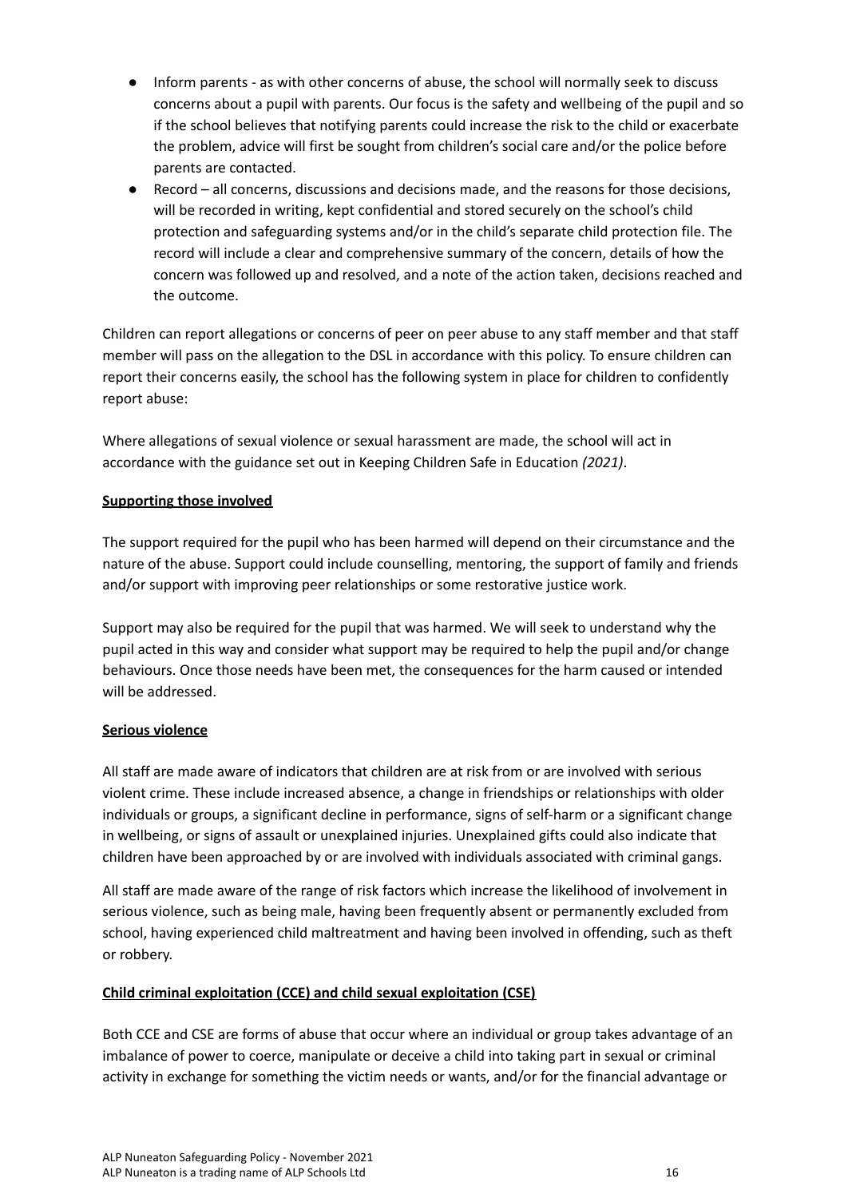- Inform parents - as with other concerns of abuse, the school will normally seek to discuss concerns about a pupil with parents. Our focus is the safety and wellbeing of the pupil and so if the school believes that notifying parents could increase the risk to the child or exacerbate the problem, advice will first be sought from children's social care and/or the police before parents are contacted.
- Record – all concerns, discussions and decisions made, and the reasons for those decisions, will be recorded in writing, kept confidential and stored securely on the school's child protection and safeguarding systems and/or in the child's separate child protection file. The record will include a clear and comprehensive summary of the concern, details of how the concern was followed up and resolved, and a note of the action taken, decisions reached and the outcome.

Children can report allegations or concerns of peer on peer abuse to any staff member and that staff member will pass on the allegation to the DSL in accordance with this policy. To ensure children can report their concerns easily, the school has the following system in place for children to confidently report abuse:

Where allegations of sexual violence or sexual harassment are made, the school will act in accordance with the guidance set out in Keeping Children Safe in Education *(2021)*.

**Supporting those involved**

The support required for the pupil who has been harmed will depend on their circumstance and the nature of the abuse. Support could include counselling, mentoring, the support of family and friends and/or support with improving peer relationships or some restorative justice work.

Support may also be required for the pupil that was harmed. We will seek to understand why the pupil acted in this way and consider what support may be required to help the pupil and/or change behaviours. Once those needs have been met, the consequences for the harm caused or intended will be addressed.

**Serious violence**

All staff are made aware of indicators that children are at risk from or are involved with serious violent crime. These include increased absence, a change in friendships or relationships with older individuals or groups, a significant decline in performance, signs of self-harm or a significant change in wellbeing, or signs of assault or unexplained injuries. Unexplained gifts could also indicate that children have been approached by or are involved with individuals associated with criminal gangs.

All staff are made aware of the range of risk factors which increase the likelihood of involvement in serious violence, such as being male, having been frequently absent or permanently excluded from school, having experienced child maltreatment and having been involved in offending, such as theft or robbery.

**Child criminal exploitation (CCE) and child sexual exploitation (CSE)**

Both CCE and CSE are forms of abuse that occur where an individual or group takes advantage of an imbalance of power to coerce, manipulate or deceive a child into taking part in sexual or criminal activity in exchange for something the victim needs or wants, and/or for the financial advantage or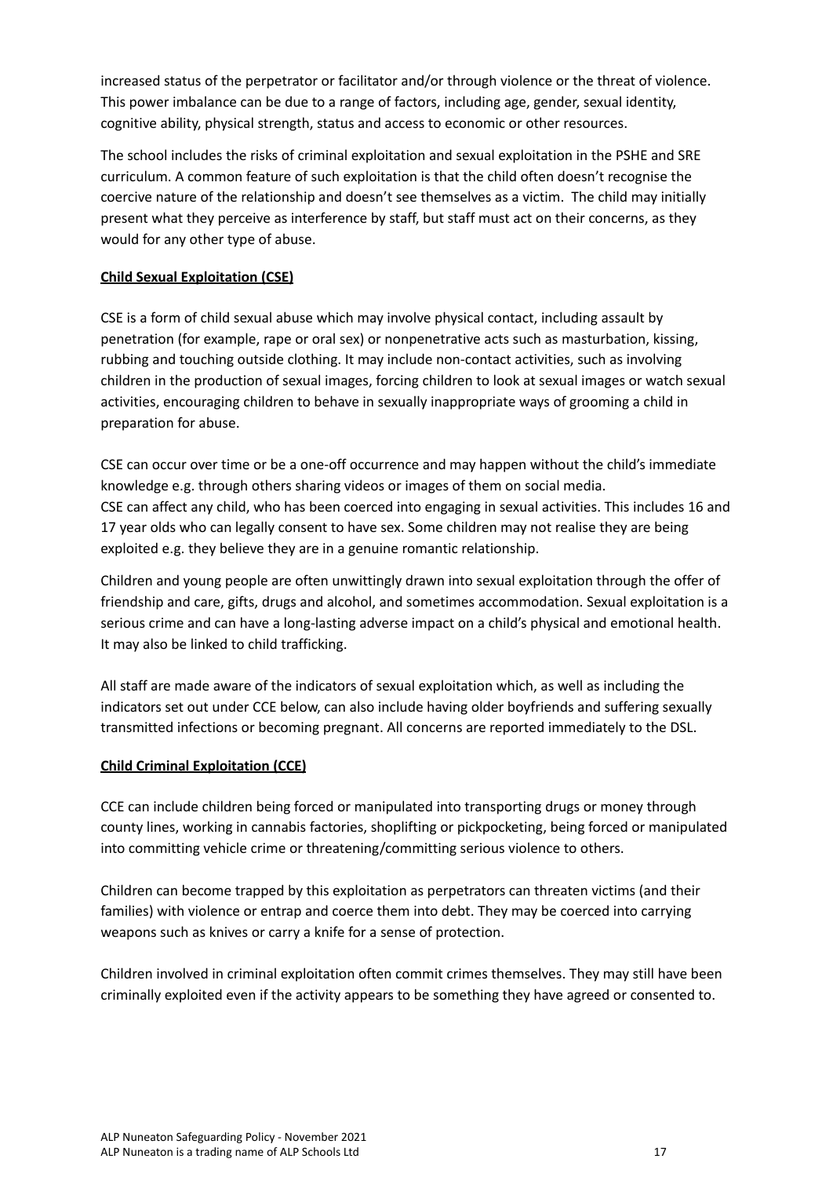increased status of the perpetrator or facilitator and/or through violence or the threat of violence. This power imbalance can be due to a range of factors, including age, gender, sexual identity, cognitive ability, physical strength, status and access to economic or other resources.

The school includes the risks of criminal exploitation and sexual exploitation in the PSHE and SRE curriculum. A common feature of such exploitation is that the child often doesn't recognise the coercive nature of the relationship and doesn't see themselves as a victim. The child may initially present what they perceive as interference by staff, but staff must act on their concerns, as they would for any other type of abuse.

**Child Sexual Exploitation (CSE)**

CSE is a form of child sexual abuse which may involve physical contact, including assault by penetration (for example, rape or oral sex) or nonpenetrative acts such as masturbation, kissing, rubbing and touching outside clothing. It may include non-contact activities, such as involving children in the production of sexual images, forcing children to look at sexual images or watch sexual activities, encouraging children to behave in sexually inappropriate ways of grooming a child in preparation for abuse.

CSE can occur over time or be a one-off occurrence and may happen without the child's immediate knowledge e.g. through others sharing videos or images of them on social media.
CSE can affect any child, who has been coerced into engaging in sexual activities. This includes 16 and 17 year olds who can legally consent to have sex. Some children may not realise they are being exploited e.g. they believe they are in a genuine romantic relationship.

Children and young people are often unwittingly drawn into sexual exploitation through the offer of friendship and care, gifts, drugs and alcohol, and sometimes accommodation. Sexual exploitation is a serious crime and can have a long-lasting adverse impact on a child's physical and emotional health. It may also be linked to child trafficking.

All staff are made aware of the indicators of sexual exploitation which, as well as including the indicators set out under CCE below, can also include having older boyfriends and suffering sexually transmitted infections or becoming pregnant. All concerns are reported immediately to the DSL.

**Child Criminal Exploitation (CCE)**

CCE can include children being forced or manipulated into transporting drugs or money through county lines, working in cannabis factories, shoplifting or pickpocketing, being forced or manipulated into committing vehicle crime or threatening/committing serious violence to others.

Children can become trapped by this exploitation as perpetrators can threaten victims (and their families) with violence or entrap and coerce them into debt. They may be coerced into carrying weapons such as knives or carry a knife for a sense of protection.

Children involved in criminal exploitation often commit crimes themselves. They may still have been criminally exploited even if the activity appears to be something they have agreed or consented to.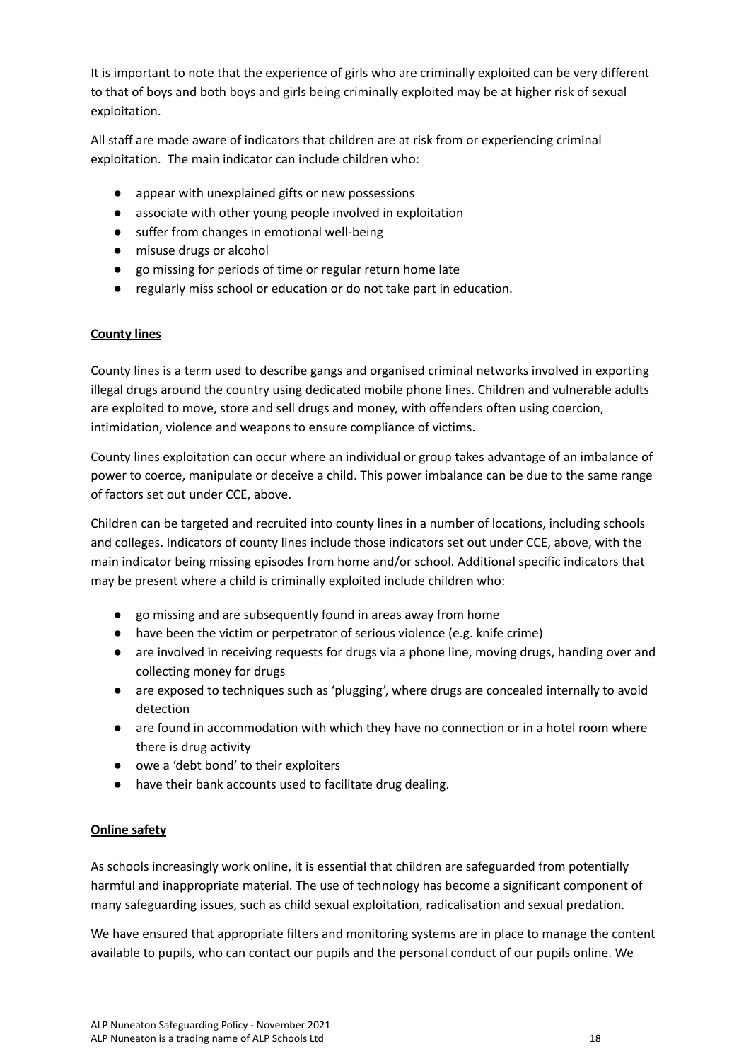It is important to note that the experience of girls who are criminally exploited can be very different to that of boys and both boys and girls being criminally exploited may be at higher risk of sexual exploitation.

All staff are made aware of indicators that children are at risk from or experiencing criminal exploitation. The main indicator can include children who:

- appear with unexplained gifts or new possessions
- associate with other young people involved in exploitation
- suffer from changes in emotional well-being
- misuse drugs or alcohol
- go missing for periods of time or regular return home late
- regularly miss school or education or do not take part in education.

**County lines**

County lines is a term used to describe gangs and organised criminal networks involved in exporting illegal drugs around the country using dedicated mobile phone lines. Children and vulnerable adults are exploited to move, store and sell drugs and money, with offenders often using coercion, intimidation, violence and weapons to ensure compliance of victims.

County lines exploitation can occur where an individual or group takes advantage of an imbalance of power to coerce, manipulate or deceive a child. This power imbalance can be due to the same range of factors set out under CCE, above.

Children can be targeted and recruited into county lines in a number of locations, including schools and colleges. Indicators of county lines include those indicators set out under CCE, above, with the main indicator being missing episodes from home and/or school. Additional specific indicators that may be present where a child is criminally exploited include children who:

- go missing and are subsequently found in areas away from home
- have been the victim or perpetrator of serious violence (e.g. knife crime)
- are involved in receiving requests for drugs via a phone line, moving drugs, handing over and collecting money for drugs
- are exposed to techniques such as 'plugging', where drugs are concealed internally to avoid detection
- are found in accommodation with which they have no connection or in a hotel room where there is drug activity
- owe a 'debt bond' to their exploiters
- have their bank accounts used to facilitate drug dealing.

**Online safety**

As schools increasingly work online, it is essential that children are safeguarded from potentially harmful and inappropriate material. The use of technology has become a significant component of many safeguarding issues, such as child sexual exploitation, radicalisation and sexual predation.

We have ensured that appropriate filters and monitoring systems are in place to manage the content available to pupils, who can contact our pupils and the personal conduct of our pupils online. We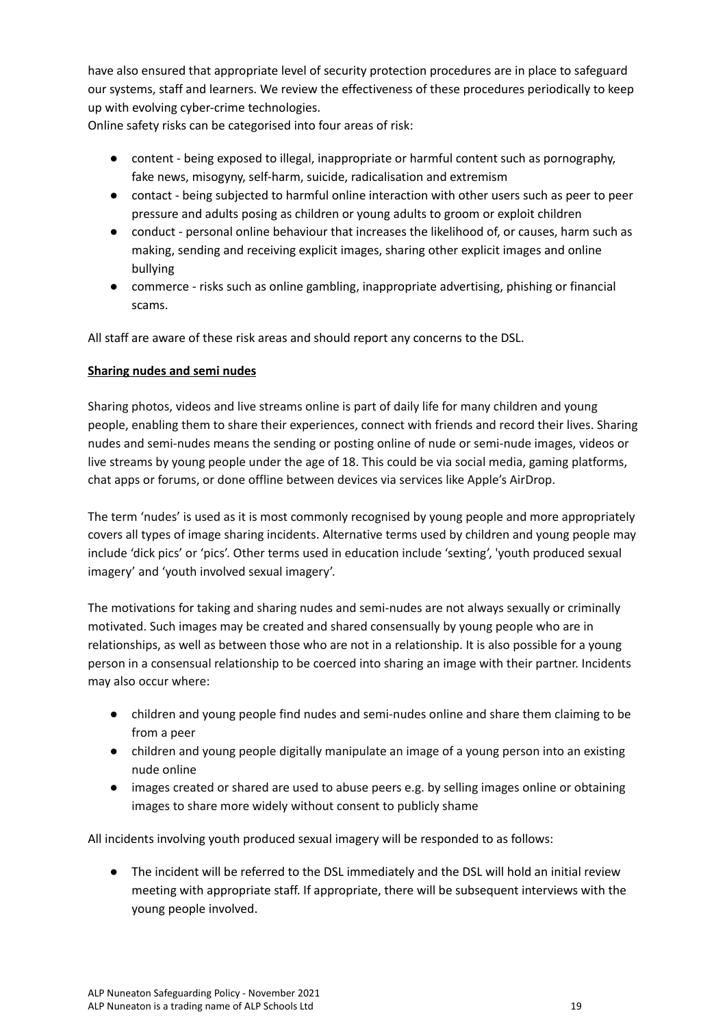have also ensured that appropriate level of security protection procedures are in place to safeguard our systems, staff and learners. We review the effectiveness of these procedures periodically to keep up with evolving cyber-crime technologies.

Online safety risks can be categorised into four areas of risk:

- content - being exposed to illegal, inappropriate or harmful content such as pornography, fake news, misogyny, self-harm, suicide, radicalisation and extremism
- contact - being subjected to harmful online interaction with other users such as peer to peer pressure and adults posing as children or young adults to groom or exploit children
- conduct - personal online behaviour that increases the likelihood of, or causes, harm such as making, sending and receiving explicit images, sharing other explicit images and online bullying
- commerce - risks such as online gambling, inappropriate advertising, phishing or financial scams.

All staff are aware of these risk areas and should report any concerns to the DSL.

**Sharing nudes and semi nudes**

Sharing photos, videos and live streams online is part of daily life for many children and young people, enabling them to share their experiences, connect with friends and record their lives. Sharing nudes and semi-nudes means the sending or posting online of nude or semi-nude images, videos or live streams by young people under the age of 18. This could be via social media, gaming platforms, chat apps or forums, or done offline between devices via services like Apple's AirDrop.

The term 'nudes' is used as it is most commonly recognised by young people and more appropriately covers all types of image sharing incidents. Alternative terms used by children and young people may include 'dick pics' or 'pics'. Other terms used in education include 'sexting', 'youth produced sexual imagery' and 'youth involved sexual imagery'.

The motivations for taking and sharing nudes and semi-nudes are not always sexually or criminally motivated. Such images may be created and shared consensually by young people who are in relationships, as well as between those who are not in a relationship. It is also possible for a young person in a consensual relationship to be coerced into sharing an image with their partner. Incidents may also occur where:

- children and young people find nudes and semi-nudes online and share them claiming to be from a peer
- children and young people digitally manipulate an image of a young person into an existing nude online
- images created or shared are used to abuse peers e.g. by selling images online or obtaining images to share more widely without consent to publicly shame

All incidents involving youth produced sexual imagery will be responded to as follows:

- The incident will be referred to the DSL immediately and the DSL will hold an initial review meeting with appropriate staff. If appropriate, there will be subsequent interviews with the young people involved.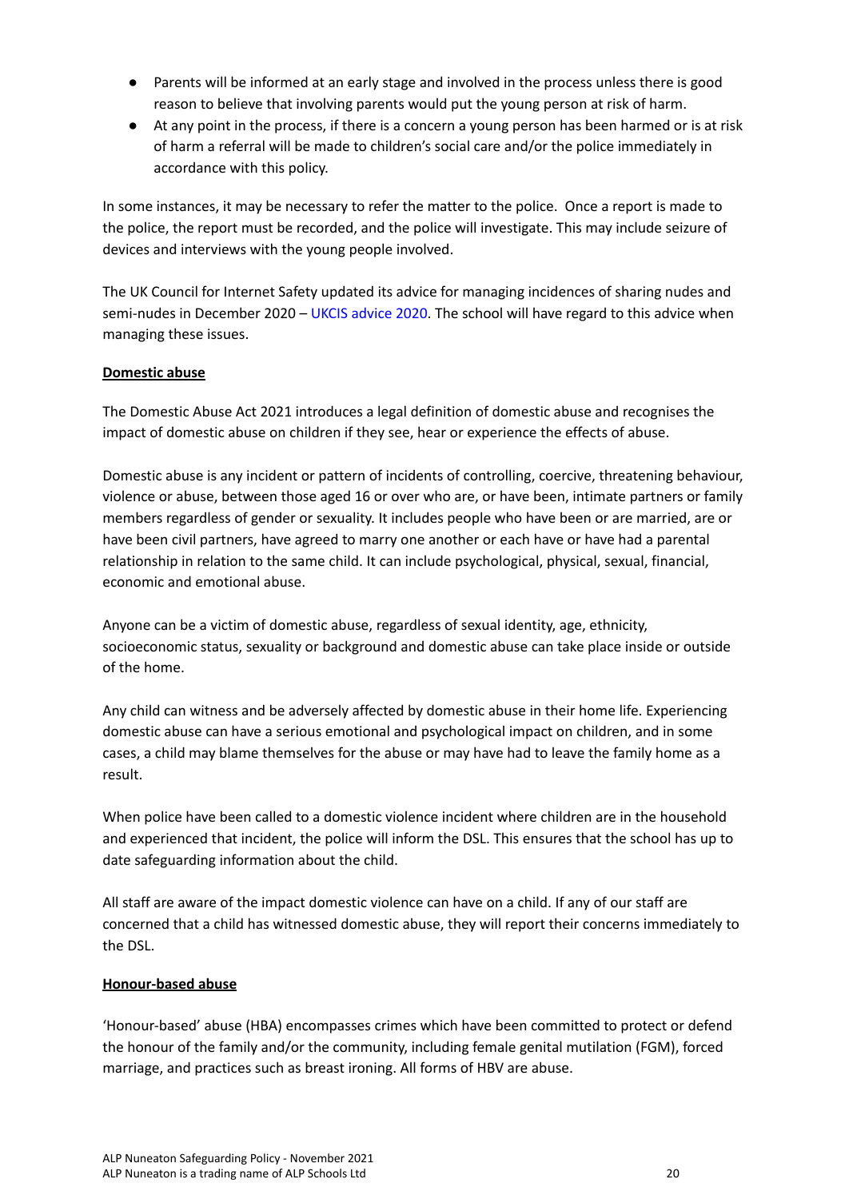- Parents will be informed at an early stage and involved in the process unless there is good reason to believe that involving parents would put the young person at risk of harm.
- At any point in the process, if there is a concern a young person has been harmed or is at risk of harm a referral will be made to children's social care and/or the police immediately in accordance with this policy.

In some instances, it may be necessary to refer the matter to the police. Once a report is made to the police, the report must be recorded, and the police will investigate. This may include seizure of devices and interviews with the young people involved.

The UK Council for Internet Safety updated its advice for managing incidences of sharing nudes and semi-nudes in December 2020 – UKCIS advice 2020. The school will have regard to this advice when managing these issues.

**Domestic abuse**

The Domestic Abuse Act 2021 introduces a legal definition of domestic abuse and recognises the impact of domestic abuse on children if they see, hear or experience the effects of abuse.

Domestic abuse is any incident or pattern of incidents of controlling, coercive, threatening behaviour, violence or abuse, between those aged 16 or over who are, or have been, intimate partners or family members regardless of gender or sexuality. It includes people who have been or are married, are or have been civil partners, have agreed to marry one another or each have or have had a parental relationship in relation to the same child. It can include psychological, physical, sexual, financial, economic and emotional abuse.

Anyone can be a victim of domestic abuse, regardless of sexual identity, age, ethnicity, socioeconomic status, sexuality or background and domestic abuse can take place inside or outside of the home.

Any child can witness and be adversely affected by domestic abuse in their home life. Experiencing domestic abuse can have a serious emotional and psychological impact on children, and in some cases, a child may blame themselves for the abuse or may have had to leave the family home as a result.

When police have been called to a domestic violence incident where children are in the household and experienced that incident, the police will inform the DSL. This ensures that the school has up to date safeguarding information about the child.

All staff are aware of the impact domestic violence can have on a child. If any of our staff are concerned that a child has witnessed domestic abuse, they will report their concerns immediately to the DSL.

**Honour-based abuse**

'Honour-based' abuse (HBA) encompasses crimes which have been committed to protect or defend the honour of the family and/or the community, including female genital mutilation (FGM), forced marriage, and practices such as breast ironing. All forms of HBV are abuse.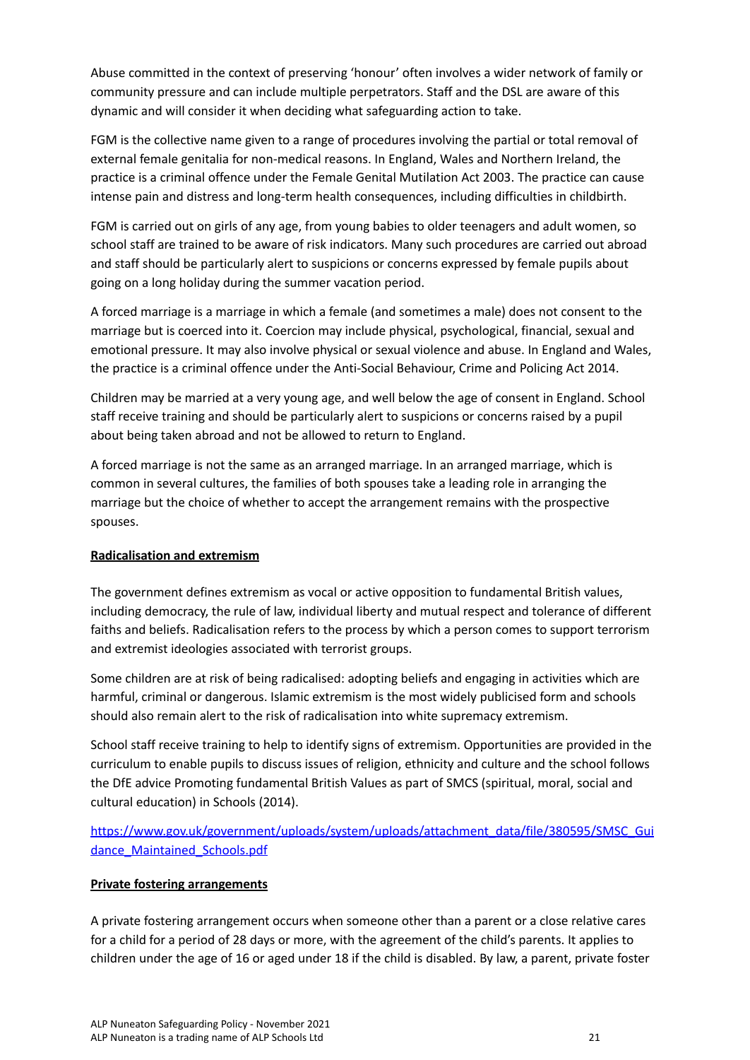Abuse committed in the context of preserving 'honour' often involves a wider network of family or community pressure and can include multiple perpetrators. Staff and the DSL are aware of this dynamic and will consider it when deciding what safeguarding action to take.

FGM is the collective name given to a range of procedures involving the partial or total removal of external female genitalia for non-medical reasons. In England, Wales and Northern Ireland, the practice is a criminal offence under the Female Genital Mutilation Act 2003. The practice can cause intense pain and distress and long-term health consequences, including difficulties in childbirth.

FGM is carried out on girls of any age, from young babies to older teenagers and adult women, so school staff are trained to be aware of risk indicators. Many such procedures are carried out abroad and staff should be particularly alert to suspicions or concerns expressed by female pupils about going on a long holiday during the summer vacation period.

A forced marriage is a marriage in which a female (and sometimes a male) does not consent to the marriage but is coerced into it. Coercion may include physical, psychological, financial, sexual and emotional pressure. It may also involve physical or sexual violence and abuse. In England and Wales, the practice is a criminal offence under the Anti-Social Behaviour, Crime and Policing Act 2014.

Children may be married at a very young age, and well below the age of consent in England. School staff receive training and should be particularly alert to suspicions or concerns raised by a pupil about being taken abroad and not be allowed to return to England.

A forced marriage is not the same as an arranged marriage. In an arranged marriage, which is common in several cultures, the families of both spouses take a leading role in arranging the marriage but the choice of whether to accept the arrangement remains with the prospective spouses.

**Radicalisation and extremism**

The government defines extremism as vocal or active opposition to fundamental British values, including democracy, the rule of law, individual liberty and mutual respect and tolerance of different faiths and beliefs. Radicalisation refers to the process by which a person comes to support terrorism and extremist ideologies associated with terrorist groups.

Some children are at risk of being radicalised: adopting beliefs and engaging in activities which are harmful, criminal or dangerous. Islamic extremism is the most widely publicised form and schools should also remain alert to the risk of radicalisation into white supremacy extremism.

School staff receive training to help to identify signs of extremism. Opportunities are provided in the curriculum to enable pupils to discuss issues of religion, ethnicity and culture and the school follows the DfE advice Promoting fundamental British Values as part of SMCS (spiritual, moral, social and cultural education) in Schools (2014).

https://www.gov.uk/government/uploads/system/uploads/attachment_data/file/380595/SMSC_Guidance_Maintained_Schools.pdf

**Private fostering arrangements**

A private fostering arrangement occurs when someone other than a parent or a close relative cares for a child for a period of 28 days or more, with the agreement of the child's parents. It applies to children under the age of 16 or aged under 18 if the child is disabled. By law, a parent, private foster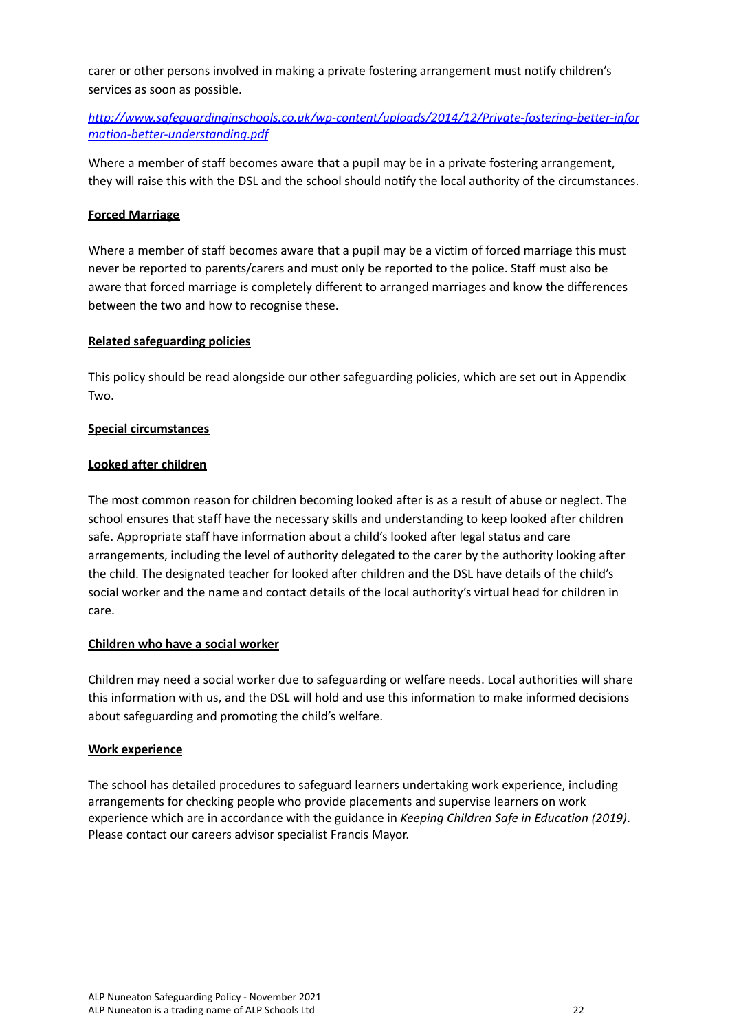carer or other persons involved in making a private fostering arrangement must notify children's services as soon as possible.

*[http://www.safeguardinginschools.co.uk/wp-content/uploads/2014/12/Private-fostering-better-information-better-understanding.pdf](http://www.safeguardinginschools.co.uk/wp-content/uploads/2014/12/Private-fostering-better-information-better-understanding.pdf)*

Where a member of staff becomes aware that a pupil may be in a private fostering arrangement, they will raise this with the DSL and the school should notify the local authority of the circumstances.

**Forced Marriage**

Where a member of staff becomes aware that a pupil may be a victim of forced marriage this must never be reported to parents/carers and must only be reported to the police. Staff must also be aware that forced marriage is completely different to arranged marriages and know the differences between the two and how to recognise these.

**Related safeguarding policies**

This policy should be read alongside our other safeguarding policies, which are set out in Appendix Two.

**Special circumstances**

**Looked after children**

The most common reason for children becoming looked after is as a result of abuse or neglect. The school ensures that staff have the necessary skills and understanding to keep looked after children safe. Appropriate staff have information about a child's looked after legal status and care arrangements, including the level of authority delegated to the carer by the authority looking after the child. The designated teacher for looked after children and the DSL have details of the child's social worker and the name and contact details of the local authority's virtual head for children in care.

**Children who have a social worker**

Children may need a social worker due to safeguarding or welfare needs. Local authorities will share this information with us, and the DSL will hold and use this information to make informed decisions about safeguarding and promoting the child's welfare.

**Work experience**

The school has detailed procedures to safeguard learners undertaking work experience, including arrangements for checking people who provide placements and supervise learners on work experience which are in accordance with the guidance in *Keeping Children Safe in Education (2019)*. Please contact our careers advisor specialist Francis Mayor.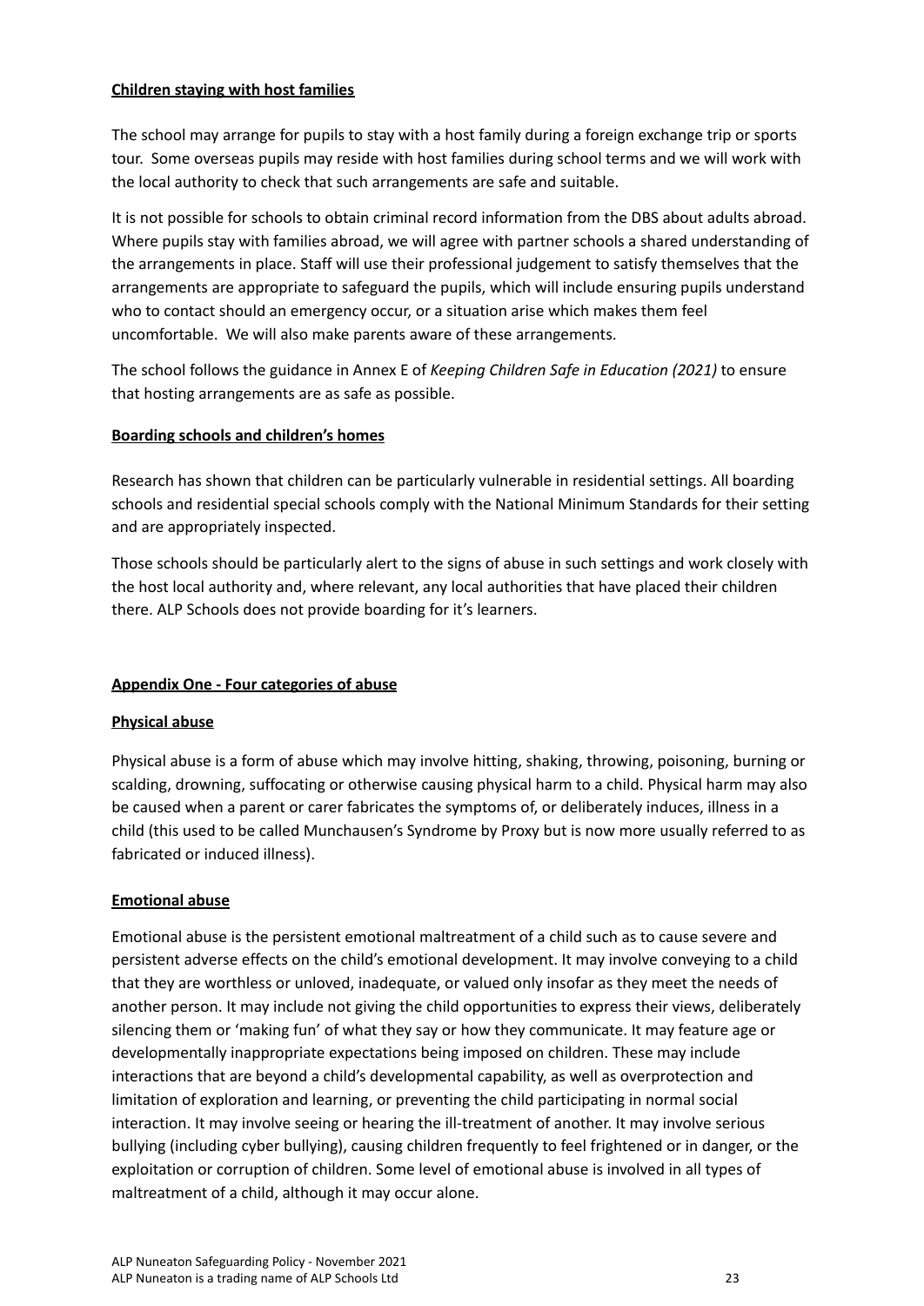**Children staying with host families**

The school may arrange for pupils to stay with a host family during a foreign exchange trip or sports tour. Some overseas pupils may reside with host families during school terms and we will work with the local authority to check that such arrangements are safe and suitable.

It is not possible for schools to obtain criminal record information from the DBS about adults abroad. Where pupils stay with families abroad, we will agree with partner schools a shared understanding of the arrangements in place. Staff will use their professional judgement to satisfy themselves that the arrangements are appropriate to safeguard the pupils, which will include ensuring pupils understand who to contact should an emergency occur, or a situation arise which makes them feel uncomfortable. We will also make parents aware of these arrangements.

The school follows the guidance in Annex E of *Keeping Children Safe in Education (2021)* to ensure that hosting arrangements are as safe as possible.

**Boarding schools and children's homes**

Research has shown that children can be particularly vulnerable in residential settings. All boarding schools and residential special schools comply with the National Minimum Standards for their setting and are appropriately inspected.

Those schools should be particularly alert to the signs of abuse in such settings and work closely with the host local authority and, where relevant, any local authorities that have placed their children there. ALP Schools does not provide boarding for it's learners.

**Appendix One - Four categories of abuse**

**Physical abuse**

Physical abuse is a form of abuse which may involve hitting, shaking, throwing, poisoning, burning or scalding, drowning, suffocating or otherwise causing physical harm to a child. Physical harm may also be caused when a parent or carer fabricates the symptoms of, or deliberately induces, illness in a child (this used to be called Munchausen's Syndrome by Proxy but is now more usually referred to as fabricated or induced illness).

**Emotional abuse**

Emotional abuse is the persistent emotional maltreatment of a child such as to cause severe and persistent adverse effects on the child's emotional development. It may involve conveying to a child that they are worthless or unloved, inadequate, or valued only insofar as they meet the needs of another person. It may include not giving the child opportunities to express their views, deliberately silencing them or 'making fun' of what they say or how they communicate. It may feature age or developmentally inappropriate expectations being imposed on children. These may include interactions that are beyond a child's developmental capability, as well as overprotection and limitation of exploration and learning, or preventing the child participating in normal social interaction. It may involve seeing or hearing the ill-treatment of another. It may involve serious bullying (including cyber bullying), causing children frequently to feel frightened or in danger, or the exploitation or corruption of children. Some level of emotional abuse is involved in all types of maltreatment of a child, although it may occur alone.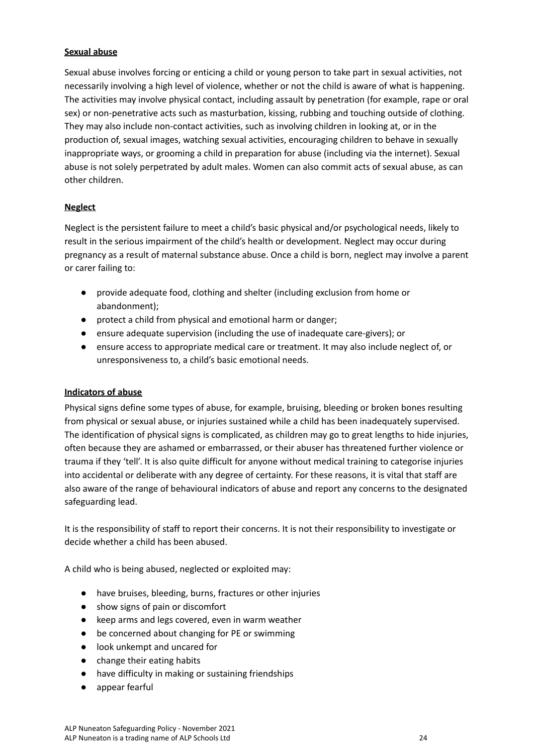**Sexual abuse**

Sexual abuse involves forcing or enticing a child or young person to take part in sexual activities, not necessarily involving a high level of violence, whether or not the child is aware of what is happening. The activities may involve physical contact, including assault by penetration (for example, rape or oral sex) or non-penetrative acts such as masturbation, kissing, rubbing and touching outside of clothing. They may also include non-contact activities, such as involving children in looking at, or in the production of, sexual images, watching sexual activities, encouraging children to behave in sexually inappropriate ways, or grooming a child in preparation for abuse (including via the internet). Sexual abuse is not solely perpetrated by adult males. Women can also commit acts of sexual abuse, as can other children.

**Neglect**

Neglect is the persistent failure to meet a child's basic physical and/or psychological needs, likely to result in the serious impairment of the child's health or development. Neglect may occur during pregnancy as a result of maternal substance abuse. Once a child is born, neglect may involve a parent or carer failing to:

- provide adequate food, clothing and shelter (including exclusion from home or abandonment);
- protect a child from physical and emotional harm or danger;
- ensure adequate supervision (including the use of inadequate care-givers); or
- ensure access to appropriate medical care or treatment. It may also include neglect of, or unresponsiveness to, a child's basic emotional needs.

**Indicators of abuse**

Physical signs define some types of abuse, for example, bruising, bleeding or broken bones resulting from physical or sexual abuse, or injuries sustained while a child has been inadequately supervised. The identification of physical signs is complicated, as children may go to great lengths to hide injuries, often because they are ashamed or embarrassed, or their abuser has threatened further violence or trauma if they 'tell'. It is also quite difficult for anyone without medical training to categorise injuries into accidental or deliberate with any degree of certainty. For these reasons, it is vital that staff are also aware of the range of behavioural indicators of abuse and report any concerns to the designated safeguarding lead.

It is the responsibility of staff to report their concerns. It is not their responsibility to investigate or decide whether a child has been abused.

A child who is being abused, neglected or exploited may:

- have bruises, bleeding, burns, fractures or other injuries
- show signs of pain or discomfort
- keep arms and legs covered, even in warm weather
- be concerned about changing for PE or swimming
- look unkempt and uncared for
- change their eating habits
- have difficulty in making or sustaining friendships
- appear fearful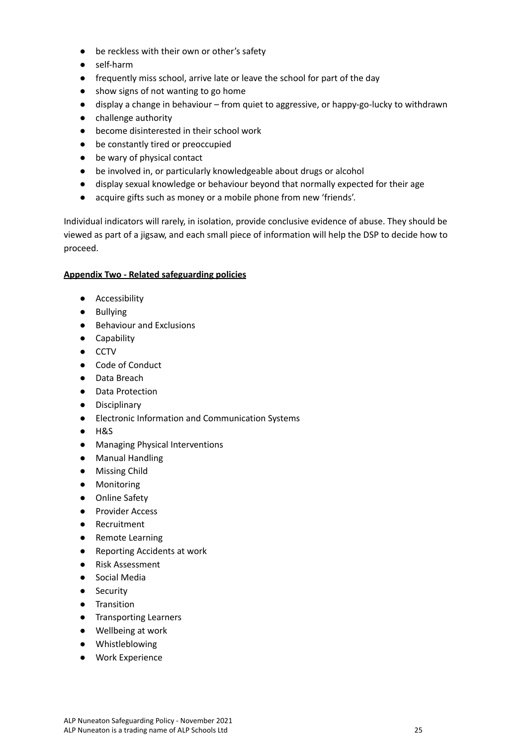- be reckless with their own or other's safety
- self-harm
- frequently miss school, arrive late or leave the school for part of the day
- show signs of not wanting to go home
- display a change in behaviour – from quiet to aggressive, or happy-go-lucky to withdrawn
- challenge authority
- become disinterested in their school work
- be constantly tired or preoccupied
- be wary of physical contact
- be involved in, or particularly knowledgeable about drugs or alcohol
- display sexual knowledge or behaviour beyond that normally expected for their age
- acquire gifts such as money or a mobile phone from new 'friends'.

Individual indicators will rarely, in isolation, provide conclusive evidence of abuse. They should be viewed as part of a jigsaw, and each small piece of information will help the DSP to decide how to proceed.

**Appendix Two - Related safeguarding policies**

- Accessibility
- Bullying
- Behaviour and Exclusions
- Capability
- CCTV
- Code of Conduct
- Data Breach
- Data Protection
- Disciplinary
- Electronic Information and Communication Systems
- H&S
- Managing Physical Interventions
- Manual Handling
- Missing Child
- Monitoring
- Online Safety
- Provider Access
- Recruitment
- Remote Learning
- Reporting Accidents at work
- Risk Assessment
- Social Media
- Security
- Transition
- Transporting Learners
- Wellbeing at work
- Whistleblowing
- Work Experience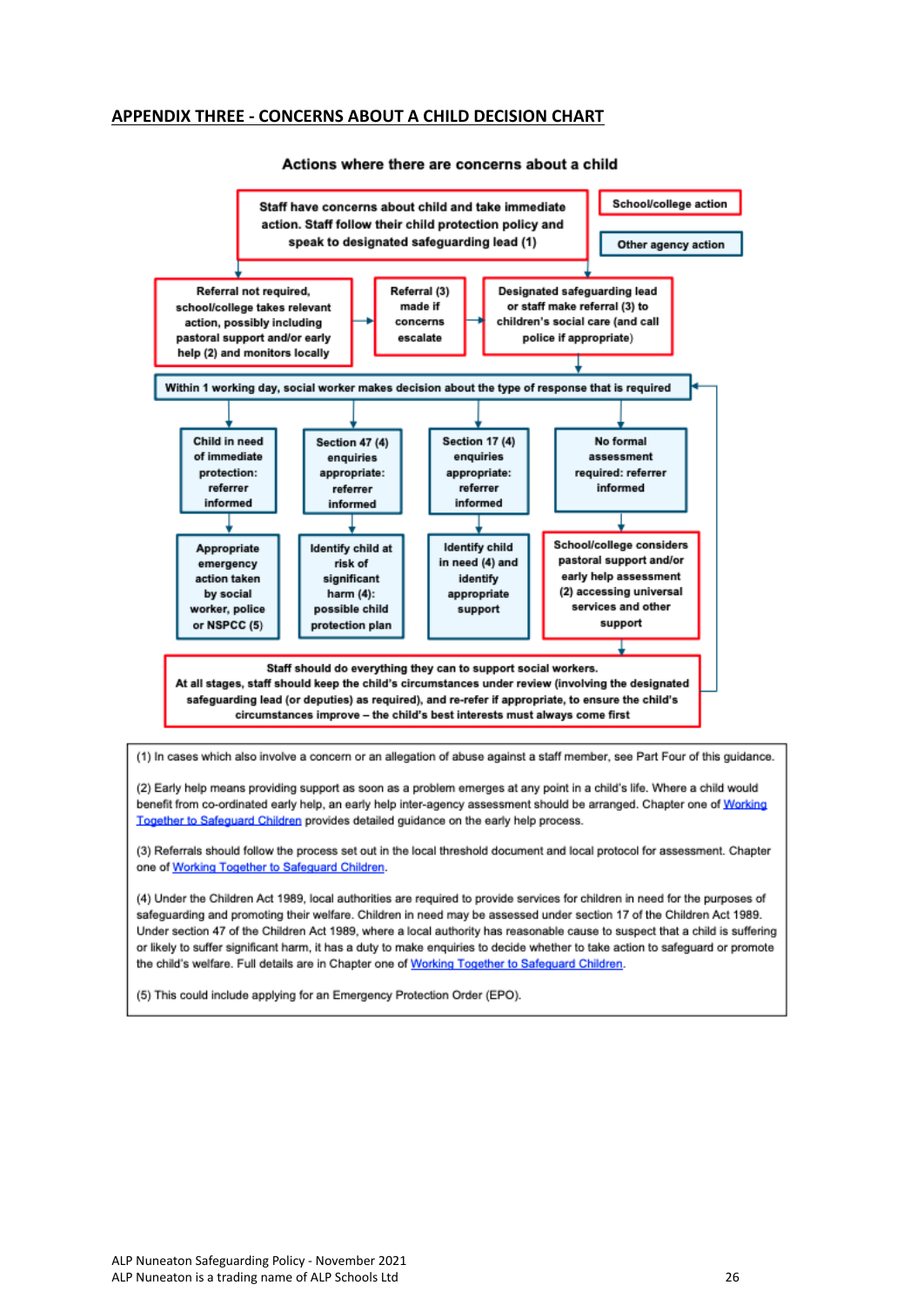## APPENDIX THREE - CONCERNS ABOUT A CHILD DECISION CHART

**Actions where there are concerns about a child**

Staff have concerns about child and take immediate action. Staff follow their child protection policy and speak to designated safeguarding lead (1)

School/college action

Other agency action

Referral not required, school/college takes relevant action, possibly including pastoral support and/or early help (2) and monitors locally

Referral (3) made if concerns escalate

Designated safeguarding lead or staff make referral (3) to children's social care (and call police if appropriate)

Within 1 working day, social worker makes decision about the type of response that is required

Child in need of immediate protection: referrer informed

Section 47 (4) enquiries appropriate: referrer informed

Section 17 (4) enquiries appropriate: referrer informed

No formal assessment required: referrer informed

Appropriate emergency action taken by social worker, police or NSPCC (5)

Identify child at risk of significant harm (4): possible child protection plan

Identify child in need (4) and identify appropriate support

School/college considers pastoral support and/or early help assessment (2) accessing universal services and other support

Staff should do everything they can to support social workers.
At all stages, staff should keep the child's circumstances under review (involving the designated safeguarding lead (or deputies) as required), and re-refer if appropriate, to ensure the child's circumstances improve – the child's best interests must always come first

(1) In cases which also involve a concern or an allegation of abuse against a staff member, see Part Four of this guidance.

(2) Early help means providing support as soon as a problem emerges at any point in a child's life. Where a child would benefit from co-ordinated early help, an early help inter-agency assessment should be arranged. Chapter one of Working Together to Safeguard Children provides detailed guidance on the early help process.

(3) Referrals should follow the process set out in the local threshold document and local protocol for assessment. Chapter one of Working Together to Safeguard Children.

(4) Under the Children Act 1989, local authorities are required to provide services for children in need for the purposes of safeguarding and promoting their welfare. Children in need may be assessed under section 17 of the Children Act 1989. Under section 47 of the Children Act 1989, where a local authority has reasonable cause to suspect that a child is suffering or likely to suffer significant harm, it has a duty to make enquiries to decide whether to take action to safeguard or promote the child's welfare. Full details are in Chapter one of Working Together to Safeguard Children.

(5) This could include applying for an Emergency Protection Order (EPO).

ALP Nuneaton Safeguarding Policy - November 2021
ALP Nuneaton is a trading name of ALP Schools Ltd